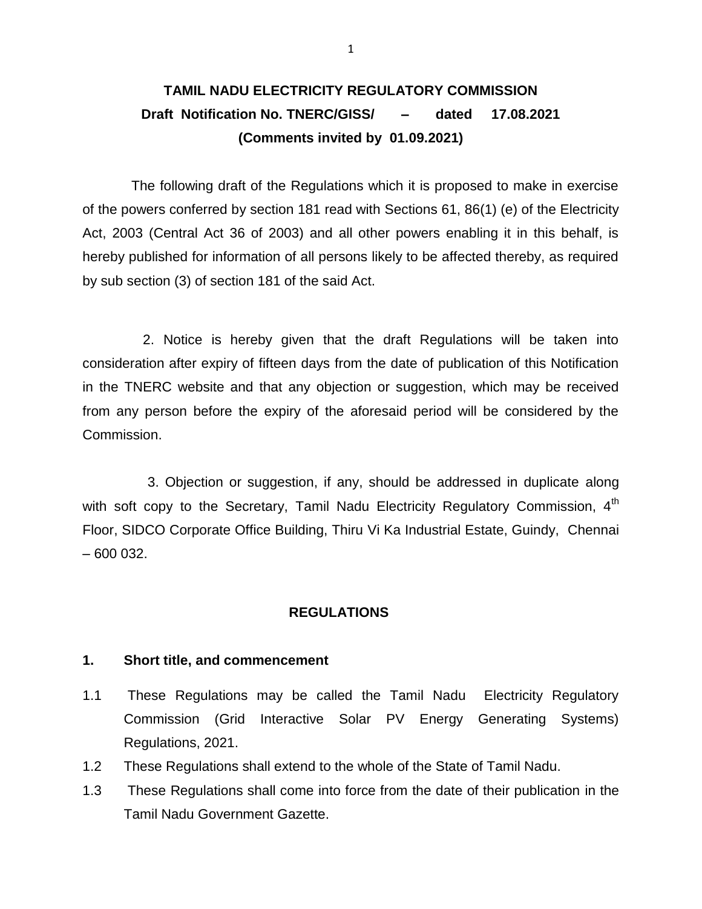# TAMIL NADU ELECTRICITY REGULATORY COMMISSION

## Draft Notification No. TNERC/GISS/ – dated 17.08.2021

**(Comments invited by 01.09.2021)**

The following draft of the Regulations which it is proposed to make in exercise of the powers conferred by section 181 read with Sections 61, 86(1) (e) of the Electricity Act, 2003 (Central Act 36 of 2003) and all other powers enabling it in this behalf, is hereby published for information of all persons likely to be affected thereby, as required by sub section (3) of section 181 of the said Act.

2. Notice is hereby given that the draft Regulations will be taken into consideration after expiry of fifteen days from the date of publication of this Notification in the TNERC website and that any objection or suggestion, which may be received from any person before the expiry of the aforesaid period will be considered by the Commission.

3. Objection or suggestion, if any, should be addressed in duplicate along with soft copy to the Secretary, Tamil Nadu Electricity Regulatory Commission, 4th Floor, SIDCO Corporate Office Building, Thiru Vi Ka Industrial Estate, Guindy, Chennai – 600 032.

## REGULATIONS

### 1. Short title, and commencement

1.1 These Regulations may be called the Tamil Nadu Electricity Regulatory Commission (Grid Interactive Solar PV Energy Generating Systems) Regulations, 2021.

1.2 These Regulations shall extend to the whole of the State of Tamil Nadu.

1.3 These Regulations shall come into force from the date of their publication in the Tamil Nadu Government Gazette.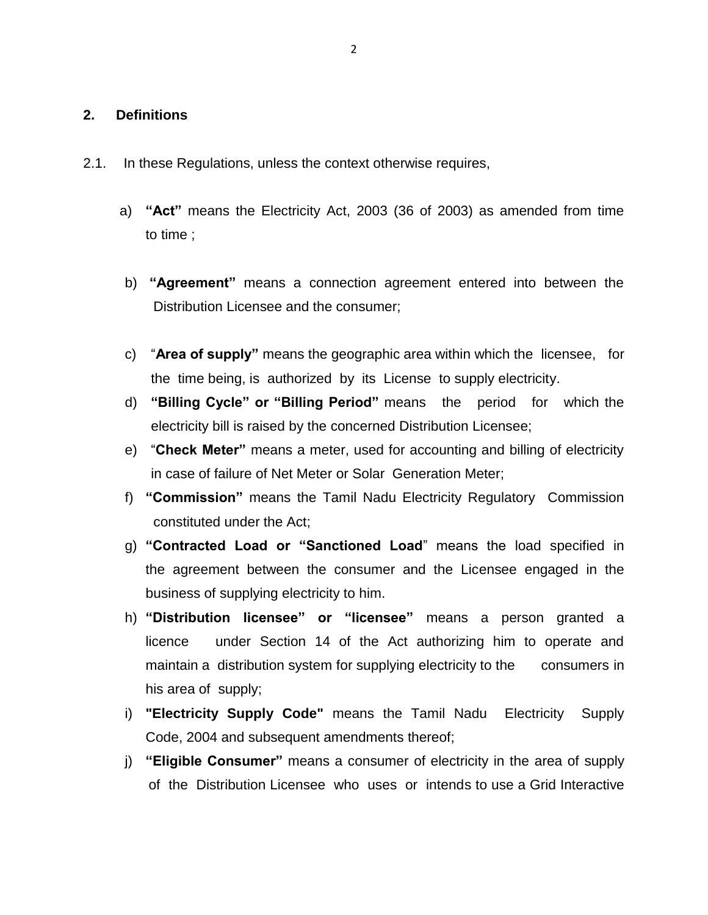## 2. Definitions

2.1. In these Regulations, unless the context otherwise requires,

a) **“Act”** means the Electricity Act, 2003 (36 of 2003) as amended from time to time ;

b) **“Agreement”** means a connection agreement entered into between the Distribution Licensee and the consumer;

c) “**Area of supply”** means the geographic area within which the licensee, for the time being, is authorized by its License to supply electricity.

d) **“Billing Cycle” or “Billing Period”** means the period for which the electricity bill is raised by the concerned Distribution Licensee;

e) “**Check Meter”** means a meter, used for accounting and billing of electricity in case of failure of Net Meter or Solar Generation Meter;

f) **“Commission”** means the Tamil Nadu Electricity Regulatory Commission constituted under the Act;

g) **“Contracted Load or “Sanctioned Load**” means the load specified in the agreement between the consumer and the Licensee engaged in the business of supplying electricity to him.

h) **“Distribution licensee” or “licensee”** means a person granted a licence under Section 14 of the Act authorizing him to operate and maintain a distribution system for supplying electricity to the consumers in his area of supply;

i) **"Electricity Supply Code"** means the Tamil Nadu Electricity Supply Code, 2004 and subsequent amendments thereof;

j) **“Eligible Consumer”** means a consumer of electricity in the area of supply of the Distribution Licensee who uses or intends to use a Grid Interactive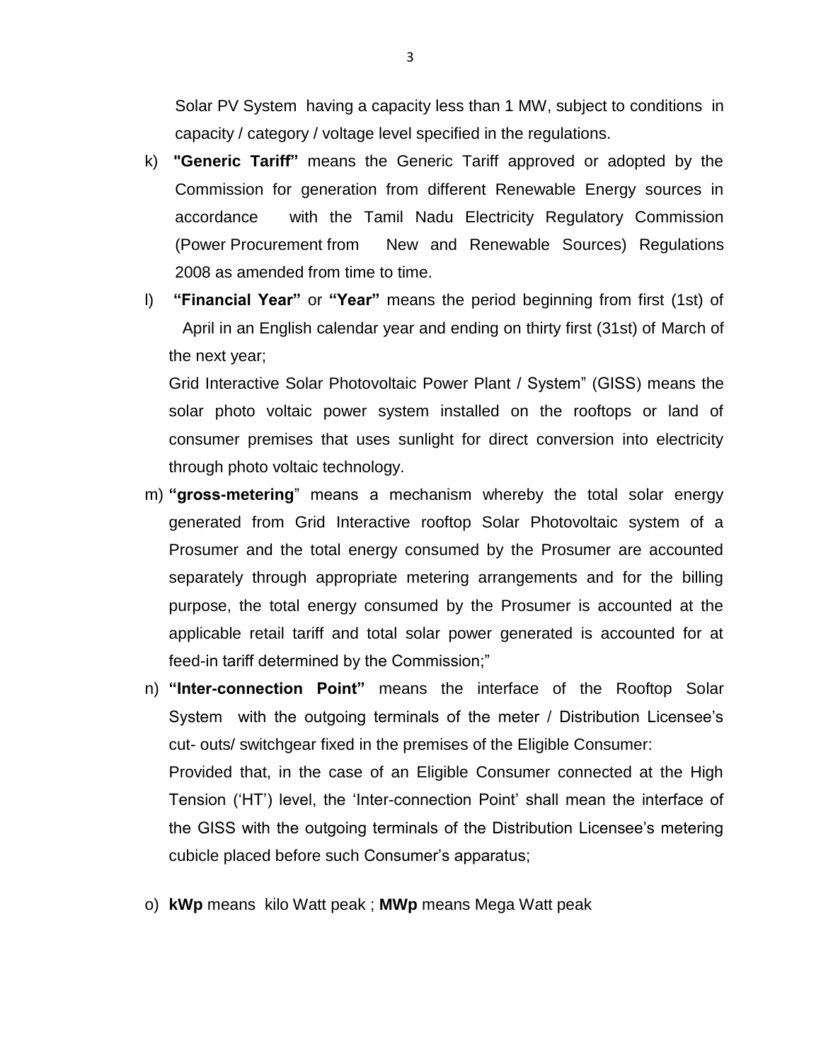Solar PV System having a capacity less than 1 MW, subject to conditions in capacity / category / voltage level specified in the regulations.

k) **"Generic Tariff"** means the Generic Tariff approved or adopted by the Commission for generation from different Renewable Energy sources in accordance with the Tamil Nadu Electricity Regulatory Commission (Power Procurement from New and Renewable Sources) Regulations 2008 as amended from time to time.

l) **"Financial Year"** or **"Year"** means the period beginning from first (1st) of April in an English calendar year and ending on thirty first (31st) of March of the next year;

Grid Interactive Solar Photovoltaic Power Plant / System" (GISS) means the solar photo voltaic power system installed on the rooftops or land of consumer premises that uses sunlight for direct conversion into electricity through photo voltaic technology.

m) **"gross-metering**" means a mechanism whereby the total solar energy generated from Grid Interactive rooftop Solar Photovoltaic system of a Prosumer and the total energy consumed by the Prosumer are accounted separately through appropriate metering arrangements and for the billing purpose, the total energy consumed by the Prosumer is accounted at the applicable retail tariff and total solar power generated is accounted for at feed-in tariff determined by the Commission;"

n) **"Inter-connection Point"** means the interface of the Rooftop Solar System with the outgoing terminals of the meter / Distribution Licensee's cut- outs/ switchgear fixed in the premises of the Eligible Consumer:

Provided that, in the case of an Eligible Consumer connected at the High Tension ('HT') level, the 'Inter-connection Point' shall mean the interface of the GISS with the outgoing terminals of the Distribution Licensee's metering cubicle placed before such Consumer's apparatus;

o) **kWp** means kilo Watt peak ; **MWp** means Mega Watt peak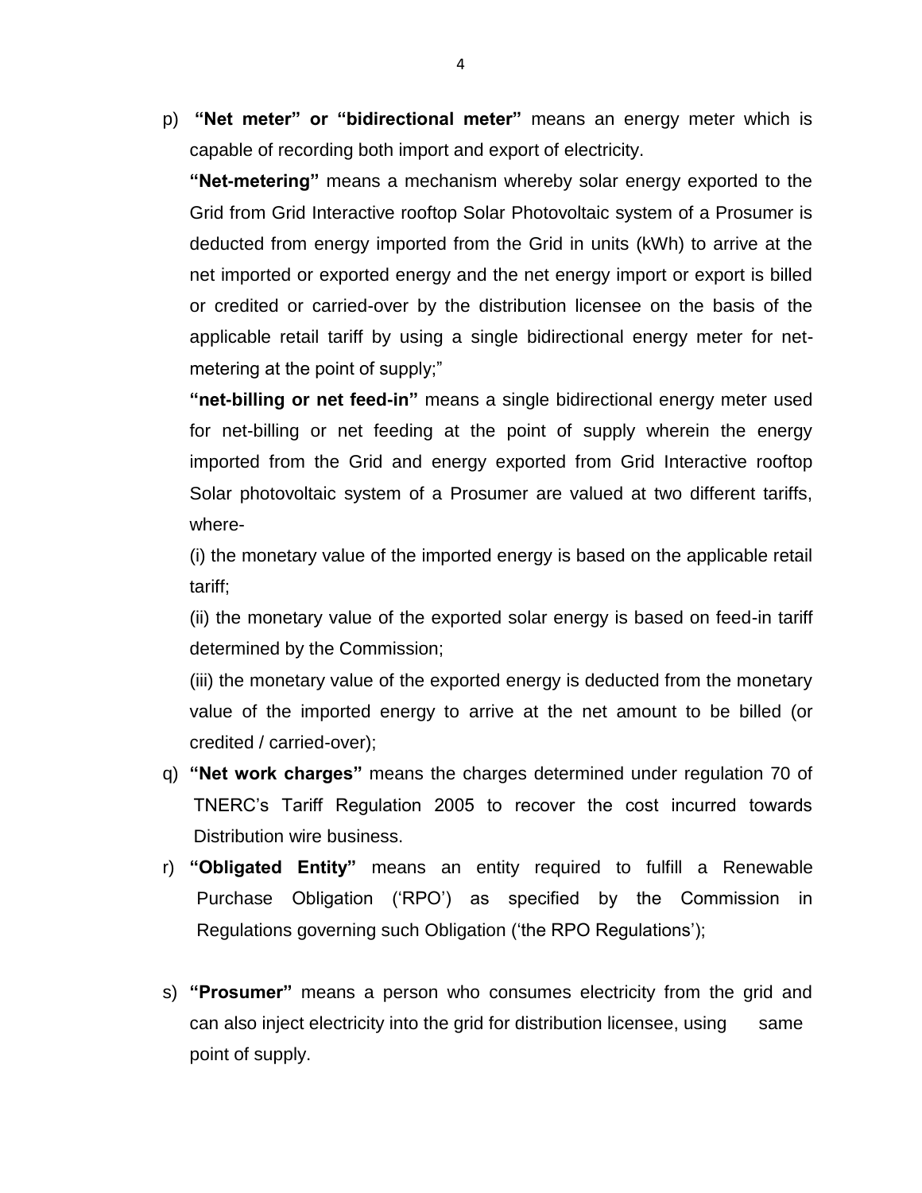p) **"Net meter" or "bidirectional meter"** means an energy meter which is capable of recording both import and export of electricity.

**"Net-metering"** means a mechanism whereby solar energy exported to the Grid from Grid Interactive rooftop Solar Photovoltaic system of a Prosumer is deducted from energy imported from the Grid in units (kWh) to arrive at the net imported or exported energy and the net energy import or export is billed or credited or carried-over by the distribution licensee on the basis of the applicable retail tariff by using a single bidirectional energy meter for net-metering at the point of supply;"

**"net-billing or net feed-in"** means a single bidirectional energy meter used for net-billing or net feeding at the point of supply wherein the energy imported from the Grid and energy exported from Grid Interactive rooftop Solar photovoltaic system of a Prosumer are valued at two different tariffs, where-

(i) the monetary value of the imported energy is based on the applicable retail tariff;

(ii) the monetary value of the exported solar energy is based on feed-in tariff determined by the Commission;

(iii) the monetary value of the exported energy is deducted from the monetary value of the imported energy to arrive at the net amount to be billed (or credited / carried-over);

q) **"Net work charges"** means the charges determined under regulation 70 of TNERC's Tariff Regulation 2005 to recover the cost incurred towards Distribution wire business.

r) **"Obligated Entity"** means an entity required to fulfill a Renewable Purchase Obligation ('RPO') as specified by the Commission in Regulations governing such Obligation ('the RPO Regulations');

s) **"Prosumer"** means a person who consumes electricity from the grid and can also inject electricity into the grid for distribution licensee, using same point of supply.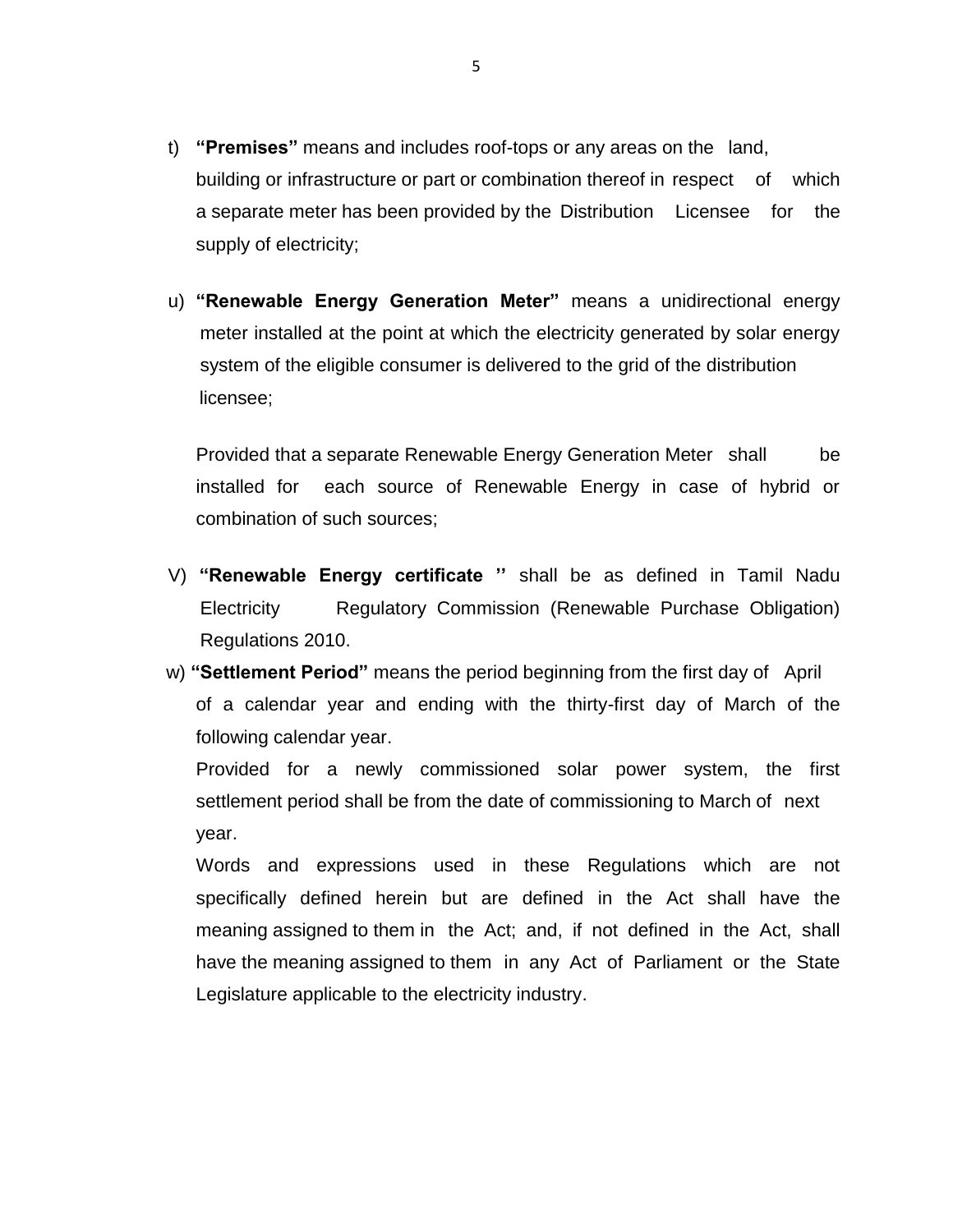t) **"Premises"** means and includes roof-tops or any areas on the land, building or infrastructure or part or combination thereof in respect of which a separate meter has been provided by the Distribution Licensee for the supply of electricity;

u) **"Renewable Energy Generation Meter"** means a unidirectional energy meter installed at the point at which the electricity generated by solar energy system of the eligible consumer is delivered to the grid of the distribution licensee;

Provided that a separate Renewable Energy Generation Meter shall be installed for each source of Renewable Energy in case of hybrid or combination of such sources;

V) **"Renewable Energy certificate "** shall be as defined in Tamil Nadu Electricity Regulatory Commission (Renewable Purchase Obligation) Regulations 2010.

w) **"Settlement Period"** means the period beginning from the first day of April of a calendar year and ending with the thirty-first day of March of the following calendar year.

Provided for a newly commissioned solar power system, the first settlement period shall be from the date of commissioning to March of next year.

Words and expressions used in these Regulations which are not specifically defined herein but are defined in the Act shall have the meaning assigned to them in the Act; and, if not defined in the Act, shall have the meaning assigned to them in any Act of Parliament or the State Legislature applicable to the electricity industry.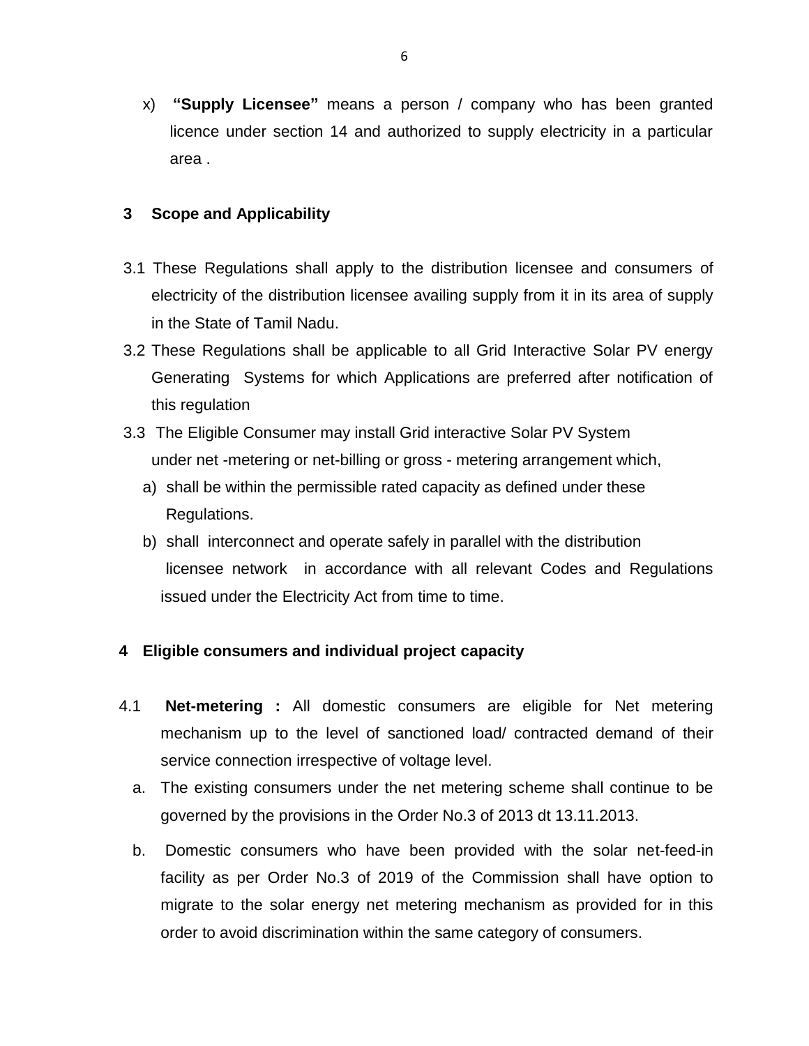x) **"Supply Licensee"** means a person / company who has been granted licence under section 14 and authorized to supply electricity in a particular area .

## 3 Scope and Applicability

3.1 These Regulations shall apply to the distribution licensee and consumers of electricity of the distribution licensee availing supply from it in its area of supply in the State of Tamil Nadu.

3.2 These Regulations shall be applicable to all Grid Interactive Solar PV energy Generating Systems for which Applications are preferred after notification of this regulation

3.3 The Eligible Consumer may install Grid interactive Solar PV System under net -metering or net-billing or gross - metering arrangement which,

a) shall be within the permissible rated capacity as defined under these Regulations.

b) shall interconnect and operate safely in parallel with the distribution licensee network in accordance with all relevant Codes and Regulations issued under the Electricity Act from time to time.

## 4 Eligible consumers and individual project capacity

4.1 **Net-metering :** All domestic consumers are eligible for Net metering mechanism up to the level of sanctioned load/ contracted demand of their service connection irrespective of voltage level.

a. The existing consumers under the net metering scheme shall continue to be governed by the provisions in the Order No.3 of 2013 dt 13.11.2013.

b. Domestic consumers who have been provided with the solar net-feed-in facility as per Order No.3 of 2019 of the Commission shall have option to migrate to the solar energy net metering mechanism as provided for in this order to avoid discrimination within the same category of consumers.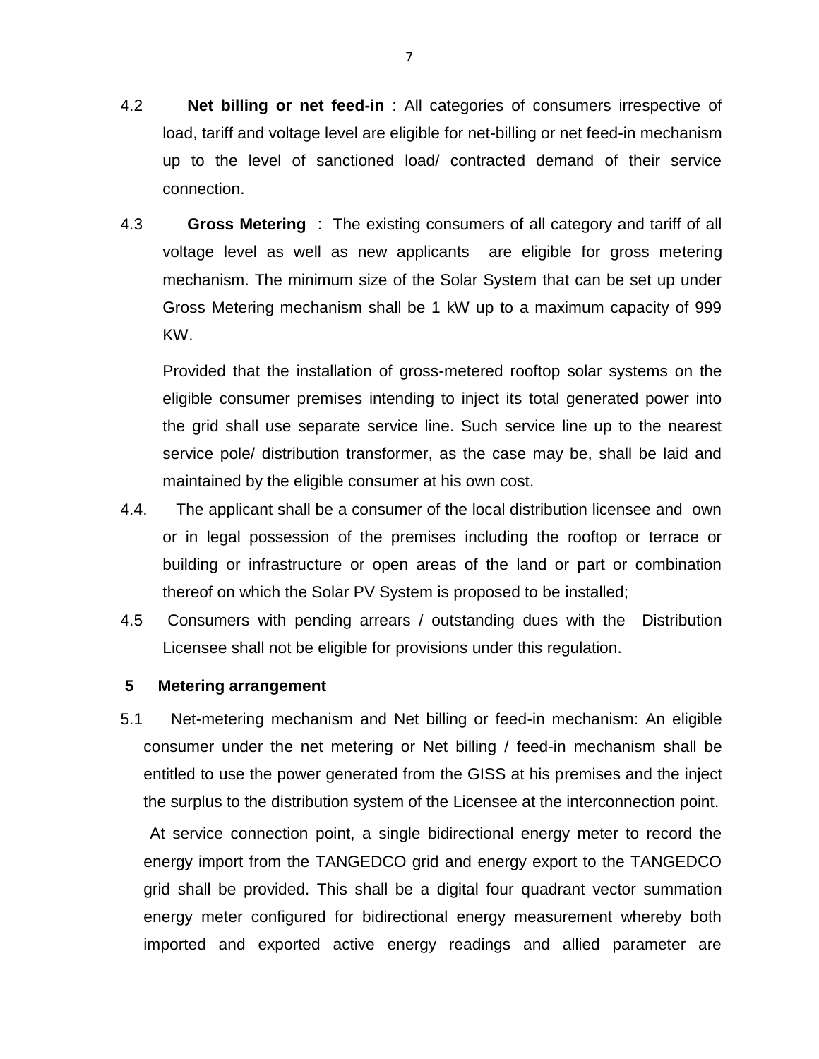4.2 **Net billing or net feed-in** : All categories of consumers irrespective of load, tariff and voltage level are eligible for net-billing or net feed-in mechanism up to the level of sanctioned load/ contracted demand of their service connection.

4.3 **Gross Metering** : The existing consumers of all category and tariff of all voltage level as well as new applicants are eligible for gross metering mechanism. The minimum size of the Solar System that can be set up under Gross Metering mechanism shall be 1 kW up to a maximum capacity of 999 KW.

Provided that the installation of gross-metered rooftop solar systems on the eligible consumer premises intending to inject its total generated power into the grid shall use separate service line. Such service line up to the nearest service pole/ distribution transformer, as the case may be, shall be laid and maintained by the eligible consumer at his own cost.

4.4. The applicant shall be a consumer of the local distribution licensee and own or in legal possession of the premises including the rooftop or terrace or building or infrastructure or open areas of the land or part or combination thereof on which the Solar PV System is proposed to be installed;

4.5 Consumers with pending arrears / outstanding dues with the Distribution Licensee shall not be eligible for provisions under this regulation.

## 5 Metering arrangement

5.1 Net-metering mechanism and Net billing or feed-in mechanism: An eligible consumer under the net metering or Net billing / feed-in mechanism shall be entitled to use the power generated from the GISS at his premises and the inject the surplus to the distribution system of the Licensee at the interconnection point.

At service connection point, a single bidirectional energy meter to record the energy import from the TANGEDCO grid and energy export to the TANGEDCO grid shall be provided. This shall be a digital four quadrant vector summation energy meter configured for bidirectional energy measurement whereby both imported and exported active energy readings and allied parameter are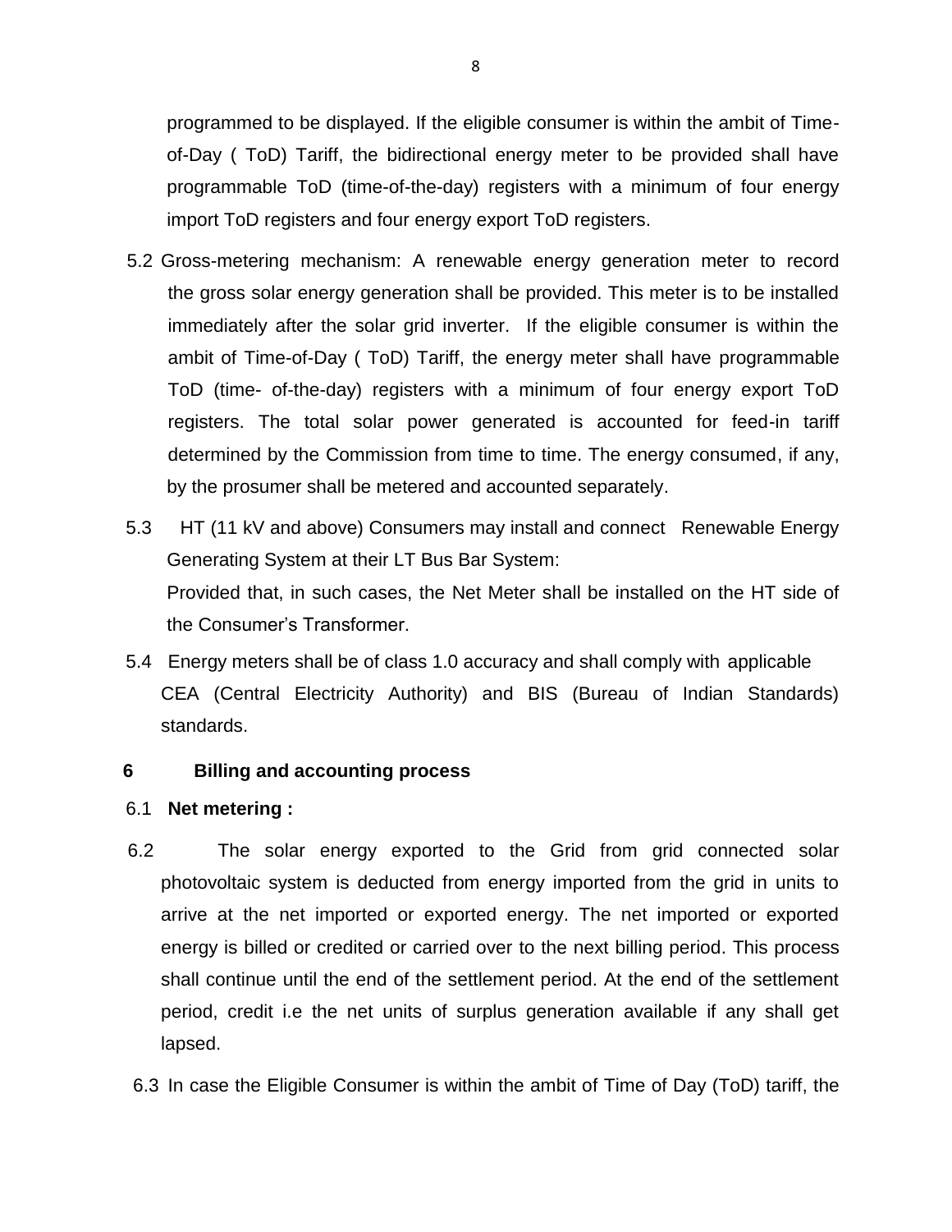programmed to be displayed. If the eligible consumer is within the ambit of Time-of-Day ( ToD) Tariff, the bidirectional energy meter to be provided shall have programmable ToD (time-of-the-day) registers with a minimum of four energy import ToD registers and four energy export ToD registers.

5.2 Gross-metering mechanism: A renewable energy generation meter to record the gross solar energy generation shall be provided. This meter is to be installed immediately after the solar grid inverter. If the eligible consumer is within the ambit of Time-of-Day ( ToD) Tariff, the energy meter shall have programmable ToD (time- of-the-day) registers with a minimum of four energy export ToD registers. The total solar power generated is accounted for feed-in tariff determined by the Commission from time to time. The energy consumed, if any, by the prosumer shall be metered and accounted separately.

5.3 HT (11 kV and above) Consumers may install and connect Renewable Energy Generating System at their LT Bus Bar System:

Provided that, in such cases, the Net Meter shall be installed on the HT side of the Consumer's Transformer.

5.4 Energy meters shall be of class 1.0 accuracy and shall comply with applicable CEA (Central Electricity Authority) and BIS (Bureau of Indian Standards) standards.

## 6 Billing and accounting process

6.1 **Net metering :**

6.2 The solar energy exported to the Grid from grid connected solar photovoltaic system is deducted from energy imported from the grid in units to arrive at the net imported or exported energy. The net imported or exported energy is billed or credited or carried over to the next billing period. This process shall continue until the end of the settlement period. At the end of the settlement period, credit i.e the net units of surplus generation available if any shall get lapsed.

6.3 In case the Eligible Consumer is within the ambit of Time of Day (ToD) tariff, the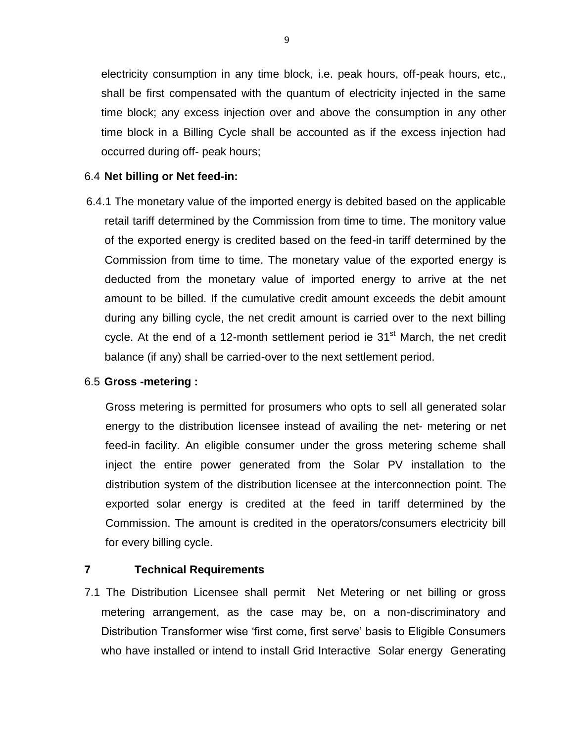electricity consumption in any time block, i.e. peak hours, off-peak hours, etc., shall be first compensated with the quantum of electricity injected in the same time block; any excess injection over and above the consumption in any other time block in a Billing Cycle shall be accounted as if the excess injection had occurred during off- peak hours;

6.4 **Net billing or Net feed-in:**

6.4.1 The monetary value of the imported energy is debited based on the applicable retail tariff determined by the Commission from time to time. The monitory value of the exported energy is credited based on the feed-in tariff determined by the Commission from time to time. The monetary value of the exported energy is deducted from the monetary value of imported energy to arrive at the net amount to be billed. If the cumulative credit amount exceeds the debit amount during any billing cycle, the net credit amount is carried over to the next billing cycle. At the end of a 12-month settlement period ie 31st March, the net credit balance (if any) shall be carried-over to the next settlement period.

6.5 **Gross -metering :**

Gross metering is permitted for prosumers who opts to sell all generated solar energy to the distribution licensee instead of availing the net- metering or net feed-in facility. An eligible consumer under the gross metering scheme shall inject the entire power generated from the Solar PV installation to the distribution system of the distribution licensee at the interconnection point. The exported solar energy is credited at the feed in tariff determined by the Commission. The amount is credited in the operators/consumers electricity bill for every billing cycle.

## 7 Technical Requirements

7.1 The Distribution Licensee shall permit Net Metering or net billing or gross metering arrangement, as the case may be, on a non-discriminatory and Distribution Transformer wise 'first come, first serve' basis to Eligible Consumers who have installed or intend to install Grid Interactive Solar energy Generating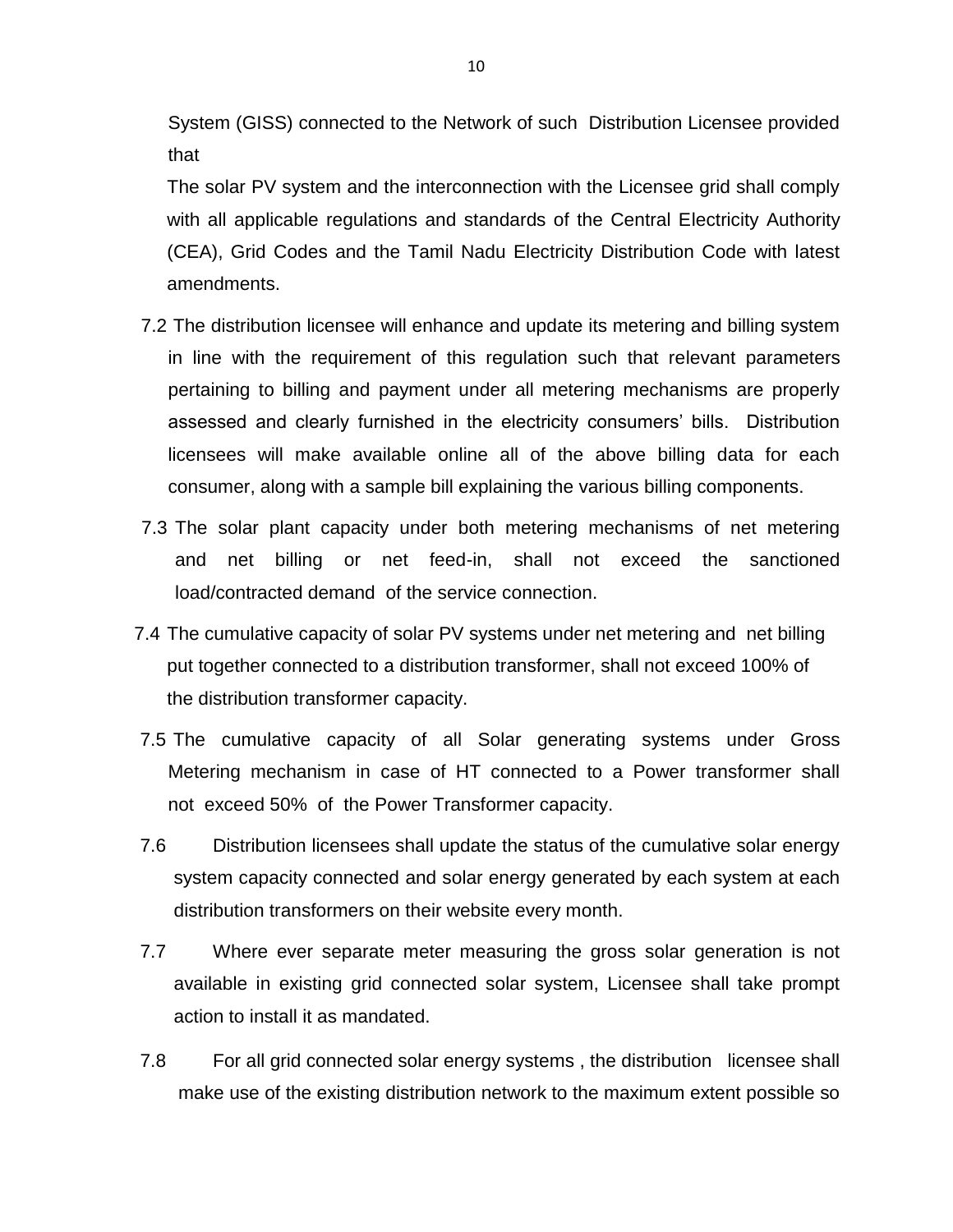System (GISS) connected to the Network of such Distribution Licensee provided that

The solar PV system and the interconnection with the Licensee grid shall comply with all applicable regulations and standards of the Central Electricity Authority (CEA), Grid Codes and the Tamil Nadu Electricity Distribution Code with latest amendments.

7.2 The distribution licensee will enhance and update its metering and billing system in line with the requirement of this regulation such that relevant parameters pertaining to billing and payment under all metering mechanisms are properly assessed and clearly furnished in the electricity consumers' bills. Distribution licensees will make available online all of the above billing data for each consumer, along with a sample bill explaining the various billing components.

7.3 The solar plant capacity under both metering mechanisms of net metering and net billing or net feed-in, shall not exceed the sanctioned load/contracted demand of the service connection.

7.4 The cumulative capacity of solar PV systems under net metering and net billing put together connected to a distribution transformer, shall not exceed 100% of the distribution transformer capacity.

7.5 The cumulative capacity of all Solar generating systems under Gross Metering mechanism in case of HT connected to a Power transformer shall not exceed 50% of the Power Transformer capacity.

7.6 Distribution licensees shall update the status of the cumulative solar energy system capacity connected and solar energy generated by each system at each distribution transformers on their website every month.

7.7 Where ever separate meter measuring the gross solar generation is not available in existing grid connected solar system, Licensee shall take prompt action to install it as mandated.

7.8 For all grid connected solar energy systems , the distribution licensee shall make use of the existing distribution network to the maximum extent possible so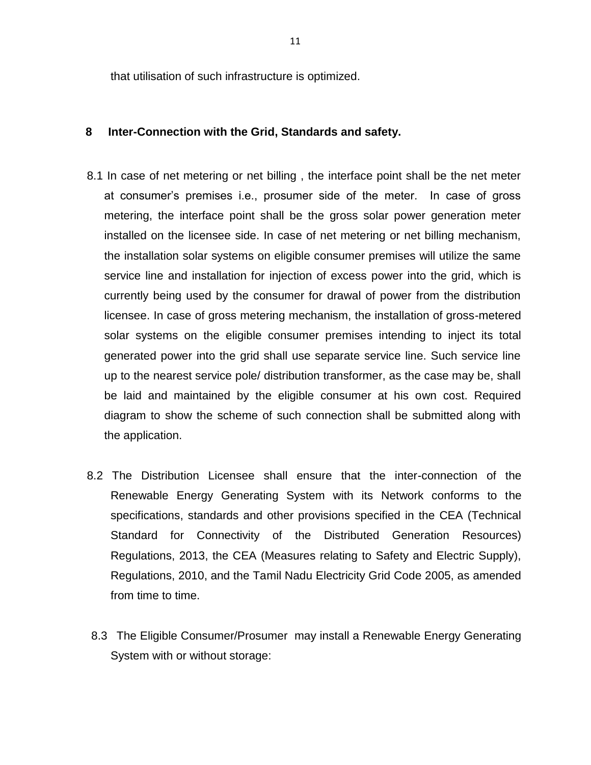that utilisation of such infrastructure is optimized.

## 8 Inter-Connection with the Grid, Standards and safety.

8.1 In case of net metering or net billing , the interface point shall be the net meter at consumer's premises i.e., prosumer side of the meter. In case of gross metering, the interface point shall be the gross solar power generation meter installed on the licensee side. In case of net metering or net billing mechanism, the installation solar systems on eligible consumer premises will utilize the same service line and installation for injection of excess power into the grid, which is currently being used by the consumer for drawal of power from the distribution licensee. In case of gross metering mechanism, the installation of gross-metered solar systems on the eligible consumer premises intending to inject its total generated power into the grid shall use separate service line. Such service line up to the nearest service pole/ distribution transformer, as the case may be, shall be laid and maintained by the eligible consumer at his own cost. Required diagram to show the scheme of such connection shall be submitted along with the application.

8.2 The Distribution Licensee shall ensure that the inter-connection of the Renewable Energy Generating System with its Network conforms to the specifications, standards and other provisions specified in the CEA (Technical Standard for Connectivity of the Distributed Generation Resources) Regulations, 2013, the CEA (Measures relating to Safety and Electric Supply), Regulations, 2010, and the Tamil Nadu Electricity Grid Code 2005, as amended from time to time.

8.3 The Eligible Consumer/Prosumer may install a Renewable Energy Generating System with or without storage: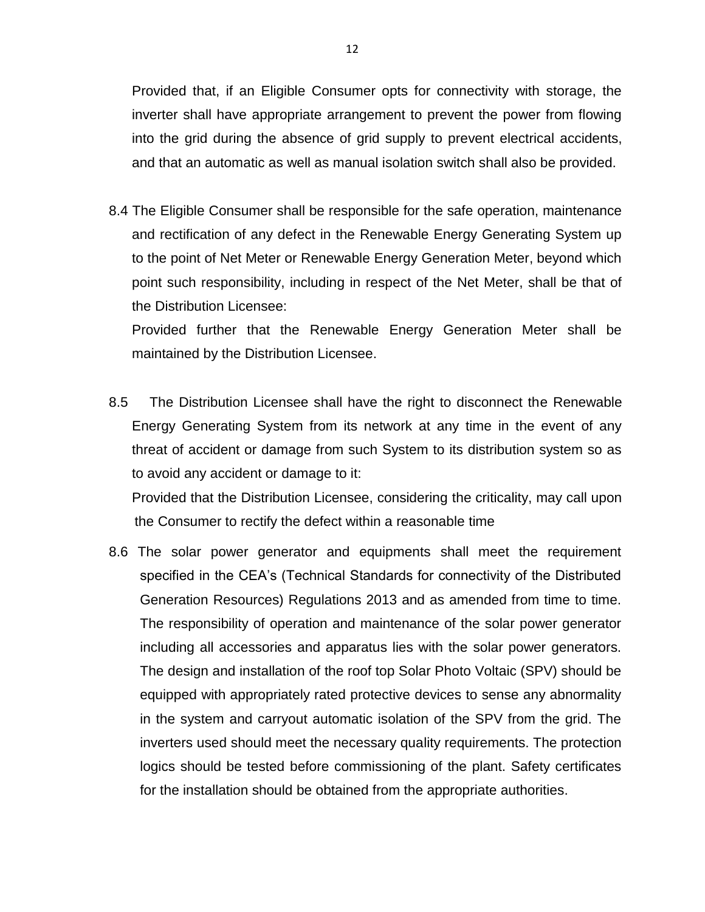Provided that, if an Eligible Consumer opts for connectivity with storage, the inverter shall have appropriate arrangement to prevent the power from flowing into the grid during the absence of grid supply to prevent electrical accidents, and that an automatic as well as manual isolation switch shall also be provided.

8.4 The Eligible Consumer shall be responsible for the safe operation, maintenance and rectification of any defect in the Renewable Energy Generating System up to the point of Net Meter or Renewable Energy Generation Meter, beyond which point such responsibility, including in respect of the Net Meter, shall be that of the Distribution Licensee:

Provided further that the Renewable Energy Generation Meter shall be maintained by the Distribution Licensee.

8.5 The Distribution Licensee shall have the right to disconnect the Renewable Energy Generating System from its network at any time in the event of any threat of accident or damage from such System to its distribution system so as to avoid any accident or damage to it:

Provided that the Distribution Licensee, considering the criticality, may call upon the Consumer to rectify the defect within a reasonable time

8.6 The solar power generator and equipments shall meet the requirement specified in the CEA's (Technical Standards for connectivity of the Distributed Generation Resources) Regulations 2013 and as amended from time to time. The responsibility of operation and maintenance of the solar power generator including all accessories and apparatus lies with the solar power generators. The design and installation of the roof top Solar Photo Voltaic (SPV) should be equipped with appropriately rated protective devices to sense any abnormality in the system and carryout automatic isolation of the SPV from the grid. The inverters used should meet the necessary quality requirements. The protection logics should be tested before commissioning of the plant. Safety certificates for the installation should be obtained from the appropriate authorities.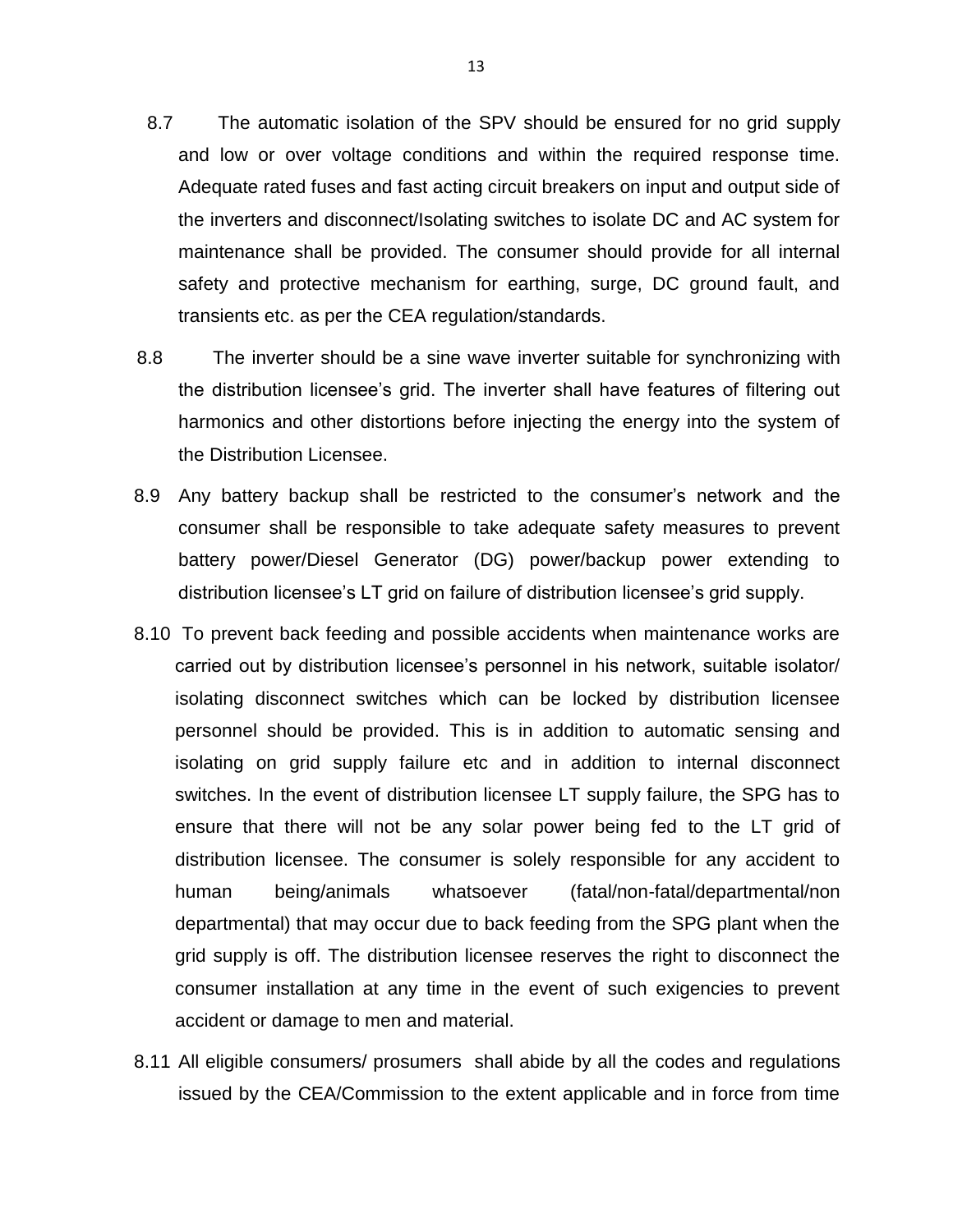8.7 The automatic isolation of the SPV should be ensured for no grid supply and low or over voltage conditions and within the required response time. Adequate rated fuses and fast acting circuit breakers on input and output side of the inverters and disconnect/Isolating switches to isolate DC and AC system for maintenance shall be provided. The consumer should provide for all internal safety and protective mechanism for earthing, surge, DC ground fault, and transients etc. as per the CEA regulation/standards.

8.8 The inverter should be a sine wave inverter suitable for synchronizing with the distribution licensee's grid. The inverter shall have features of filtering out harmonics and other distortions before injecting the energy into the system of the Distribution Licensee.

8.9 Any battery backup shall be restricted to the consumer's network and the consumer shall be responsible to take adequate safety measures to prevent battery power/Diesel Generator (DG) power/backup power extending to distribution licensee's LT grid on failure of distribution licensee's grid supply.

8.10 To prevent back feeding and possible accidents when maintenance works are carried out by distribution licensee's personnel in his network, suitable isolator/ isolating disconnect switches which can be locked by distribution licensee personnel should be provided. This is in addition to automatic sensing and isolating on grid supply failure etc and in addition to internal disconnect switches. In the event of distribution licensee LT supply failure, the SPG has to ensure that there will not be any solar power being fed to the LT grid of distribution licensee. The consumer is solely responsible for any accident to human being/animals whatsoever (fatal/non-fatal/departmental/non departmental) that may occur due to back feeding from the SPG plant when the grid supply is off. The distribution licensee reserves the right to disconnect the consumer installation at any time in the event of such exigencies to prevent accident or damage to men and material.

8.11 All eligible consumers/ prosumers shall abide by all the codes and regulations issued by the CEA/Commission to the extent applicable and in force from time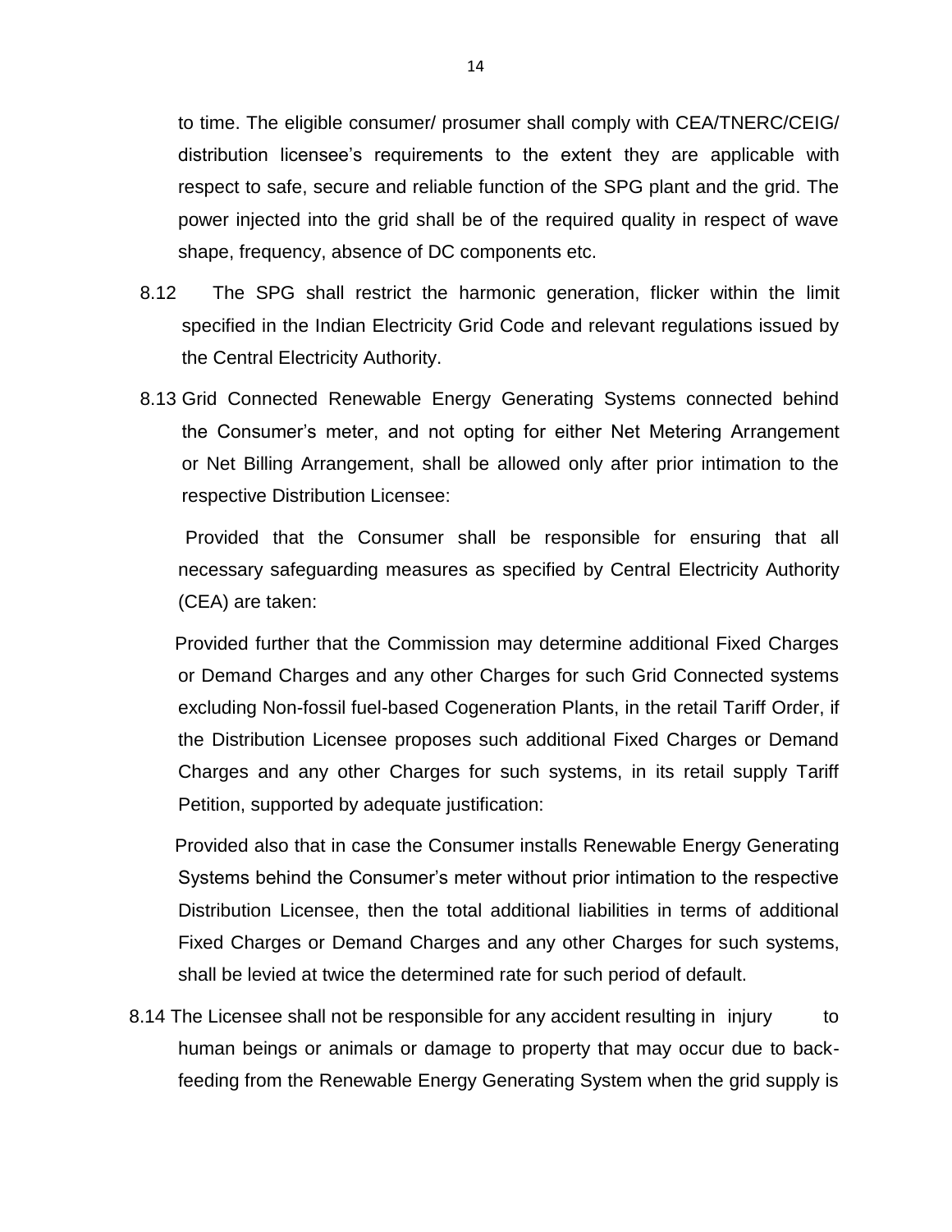to time. The eligible consumer/ prosumer shall comply with CEA/TNERC/CEIG/ distribution licensee's requirements to the extent they are applicable with respect to safe, secure and reliable function of the SPG plant and the grid. The power injected into the grid shall be of the required quality in respect of wave shape, frequency, absence of DC components etc.

8.12 The SPG shall restrict the harmonic generation, flicker within the limit specified in the Indian Electricity Grid Code and relevant regulations issued by the Central Electricity Authority.

8.13 Grid Connected Renewable Energy Generating Systems connected behind the Consumer's meter, and not opting for either Net Metering Arrangement or Net Billing Arrangement, shall be allowed only after prior intimation to the respective Distribution Licensee:

Provided that the Consumer shall be responsible for ensuring that all necessary safeguarding measures as specified by Central Electricity Authority (CEA) are taken:

Provided further that the Commission may determine additional Fixed Charges or Demand Charges and any other Charges for such Grid Connected systems excluding Non-fossil fuel-based Cogeneration Plants, in the retail Tariff Order, if the Distribution Licensee proposes such additional Fixed Charges or Demand Charges and any other Charges for such systems, in its retail supply Tariff Petition, supported by adequate justification:

Provided also that in case the Consumer installs Renewable Energy Generating Systems behind the Consumer's meter without prior intimation to the respective Distribution Licensee, then the total additional liabilities in terms of additional Fixed Charges or Demand Charges and any other Charges for such systems, shall be levied at twice the determined rate for such period of default.

8.14 The Licensee shall not be responsible for any accident resulting in injury to human beings or animals or damage to property that may occur due to back-feeding from the Renewable Energy Generating System when the grid supply is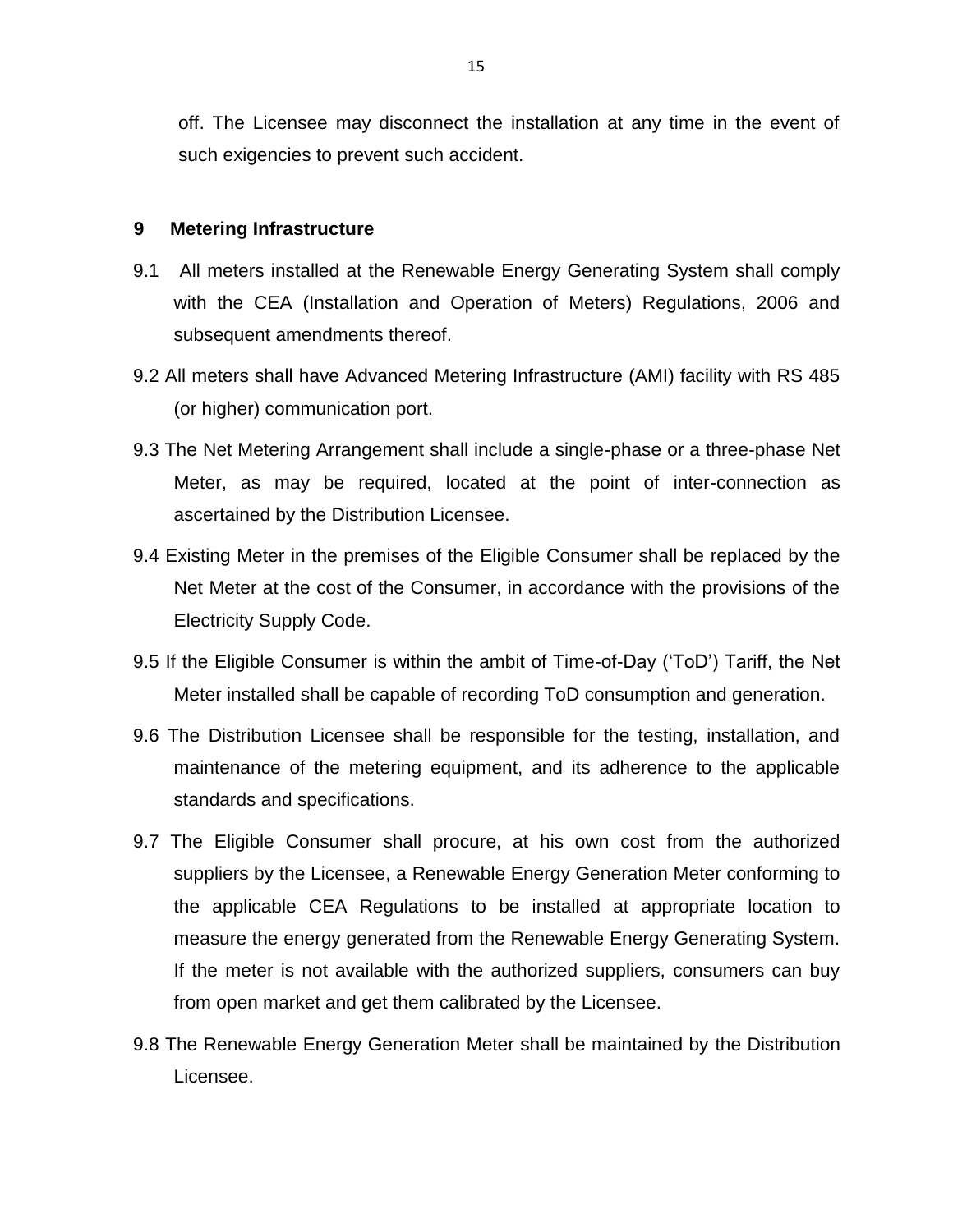off. The Licensee may disconnect the installation at any time in the event of such exigencies to prevent such accident.

## 9 Metering Infrastructure

9.1 All meters installed at the Renewable Energy Generating System shall comply with the CEA (Installation and Operation of Meters) Regulations, 2006 and subsequent amendments thereof.

9.2 All meters shall have Advanced Metering Infrastructure (AMI) facility with RS 485 (or higher) communication port.

9.3 The Net Metering Arrangement shall include a single-phase or a three-phase Net Meter, as may be required, located at the point of inter-connection as ascertained by the Distribution Licensee.

9.4 Existing Meter in the premises of the Eligible Consumer shall be replaced by the Net Meter at the cost of the Consumer, in accordance with the provisions of the Electricity Supply Code.

9.5 If the Eligible Consumer is within the ambit of Time-of-Day ('ToD') Tariff, the Net Meter installed shall be capable of recording ToD consumption and generation.

9.6 The Distribution Licensee shall be responsible for the testing, installation, and maintenance of the metering equipment, and its adherence to the applicable standards and specifications.

9.7 The Eligible Consumer shall procure, at his own cost from the authorized suppliers by the Licensee, a Renewable Energy Generation Meter conforming to the applicable CEA Regulations to be installed at appropriate location to measure the energy generated from the Renewable Energy Generating System. If the meter is not available with the authorized suppliers, consumers can buy from open market and get them calibrated by the Licensee.

9.8 The Renewable Energy Generation Meter shall be maintained by the Distribution Licensee.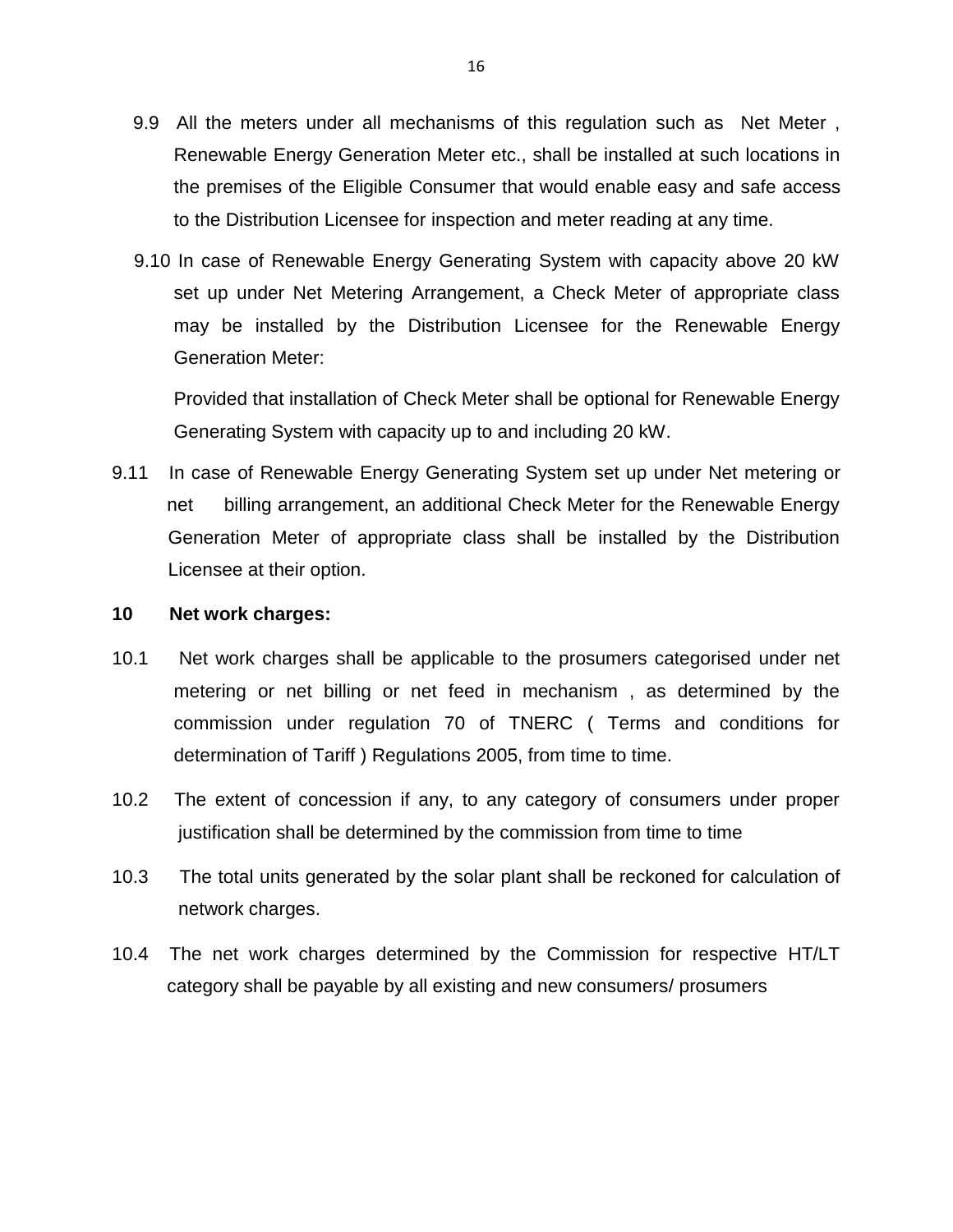9.9 All the meters under all mechanisms of this regulation such as Net Meter , Renewable Energy Generation Meter etc., shall be installed at such locations in the premises of the Eligible Consumer that would enable easy and safe access to the Distribution Licensee for inspection and meter reading at any time.

9.10 In case of Renewable Energy Generating System with capacity above 20 kW set up under Net Metering Arrangement, a Check Meter of appropriate class may be installed by the Distribution Licensee for the Renewable Energy Generation Meter:

Provided that installation of Check Meter shall be optional for Renewable Energy Generating System with capacity up to and including 20 kW.

9.11 In case of Renewable Energy Generating System set up under Net metering or net billing arrangement, an additional Check Meter for the Renewable Energy Generation Meter of appropriate class shall be installed by the Distribution Licensee at their option.

## 10 Net work charges:

10.1 Net work charges shall be applicable to the prosumers categorised under net metering or net billing or net feed in mechanism , as determined by the commission under regulation 70 of TNERC ( Terms and conditions for determination of Tariff ) Regulations 2005, from time to time.

10.2 The extent of concession if any, to any category of consumers under proper justification shall be determined by the commission from time to time

10.3 The total units generated by the solar plant shall be reckoned for calculation of network charges.

10.4 The net work charges determined by the Commission for respective HT/LT category shall be payable by all existing and new consumers/ prosumers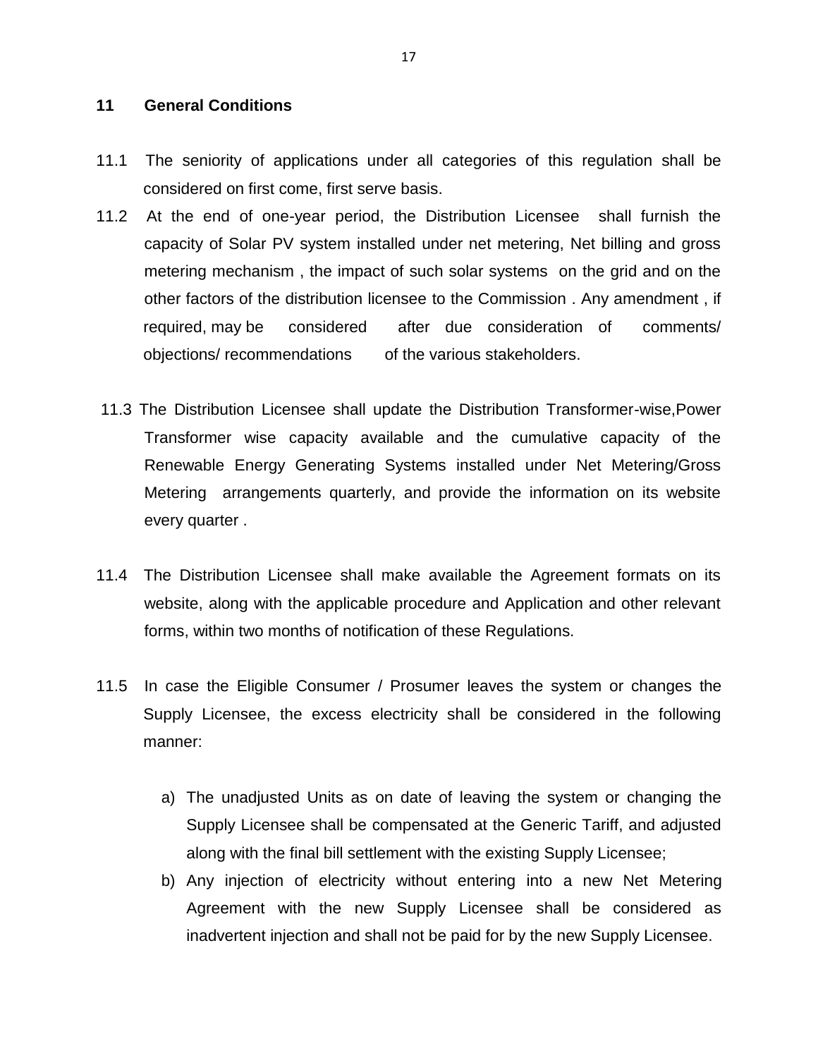## 11 General Conditions

11.1 The seniority of applications under all categories of this regulation shall be considered on first come, first serve basis.

11.2 At the end of one-year period, the Distribution Licensee shall furnish the capacity of Solar PV system installed under net metering, Net billing and gross metering mechanism , the impact of such solar systems on the grid and on the other factors of the distribution licensee to the Commission . Any amendment , if required, may be considered after due consideration of comments/ objections/ recommendations of the various stakeholders.

11.3 The Distribution Licensee shall update the Distribution Transformer-wise,Power Transformer wise capacity available and the cumulative capacity of the Renewable Energy Generating Systems installed under Net Metering/Gross Metering arrangements quarterly, and provide the information on its website every quarter .

11.4 The Distribution Licensee shall make available the Agreement formats on its website, along with the applicable procedure and Application and other relevant forms, within two months of notification of these Regulations.

11.5 In case the Eligible Consumer / Prosumer leaves the system or changes the Supply Licensee, the excess electricity shall be considered in the following manner:

a) The unadjusted Units as on date of leaving the system or changing the Supply Licensee shall be compensated at the Generic Tariff, and adjusted along with the final bill settlement with the existing Supply Licensee;

b) Any injection of electricity without entering into a new Net Metering Agreement with the new Supply Licensee shall be considered as inadvertent injection and shall not be paid for by the new Supply Licensee.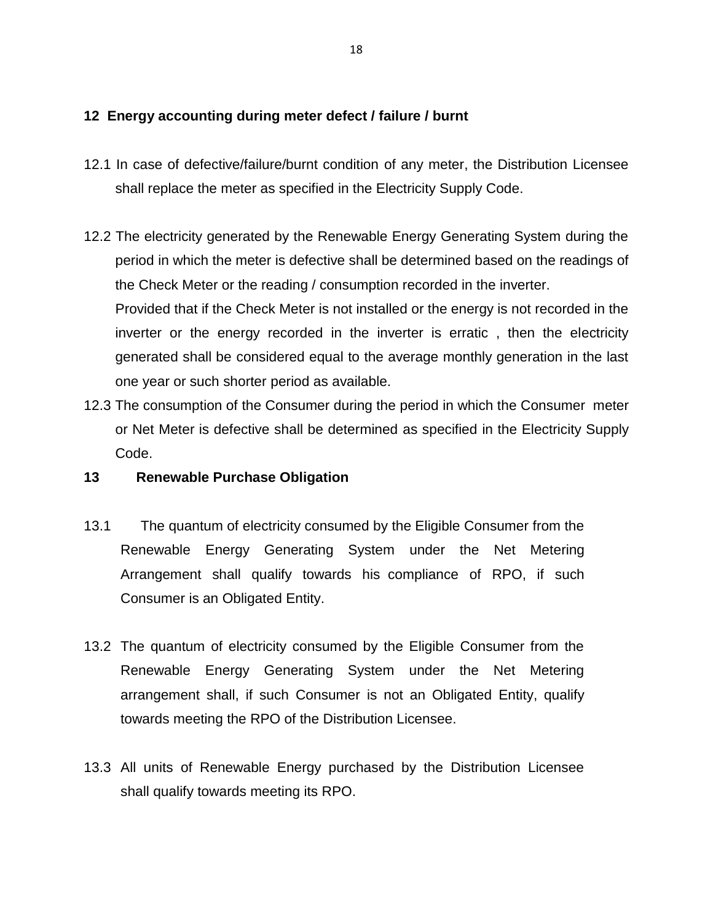## 12 Energy accounting during meter defect / failure / burnt

12.1 In case of defective/failure/burnt condition of any meter, the Distribution Licensee shall replace the meter as specified in the Electricity Supply Code.

12.2 The electricity generated by the Renewable Energy Generating System during the period in which the meter is defective shall be determined based on the readings of the Check Meter or the reading / consumption recorded in the inverter.

Provided that if the Check Meter is not installed or the energy is not recorded in the inverter or the energy recorded in the inverter is erratic , then the electricity generated shall be considered equal to the average monthly generation in the last one year or such shorter period as available.

12.3 The consumption of the Consumer during the period in which the Consumer meter or Net Meter is defective shall be determined as specified in the Electricity Supply Code.

## 13 Renewable Purchase Obligation

13.1 The quantum of electricity consumed by the Eligible Consumer from the Renewable Energy Generating System under the Net Metering Arrangement shall qualify towards his compliance of RPO, if such Consumer is an Obligated Entity.

13.2 The quantum of electricity consumed by the Eligible Consumer from the Renewable Energy Generating System under the Net Metering arrangement shall, if such Consumer is not an Obligated Entity, qualify towards meeting the RPO of the Distribution Licensee.

13.3 All units of Renewable Energy purchased by the Distribution Licensee shall qualify towards meeting its RPO.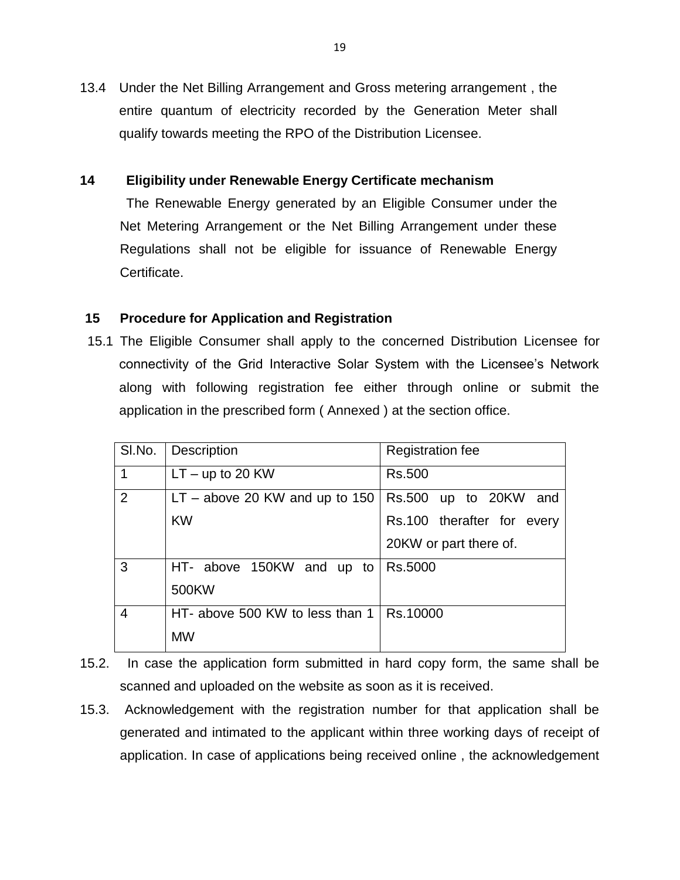13.4 Under the Net Billing Arrangement and Gross metering arrangement , the entire quantum of electricity recorded by the Generation Meter shall qualify towards meeting the RPO of the Distribution Licensee.

## 14 Eligibility under Renewable Energy Certificate mechanism

The Renewable Energy generated by an Eligible Consumer under the Net Metering Arrangement or the Net Billing Arrangement under these Regulations shall not be eligible for issuance of Renewable Energy Certificate.

## 15 Procedure for Application and Registration

15.1 The Eligible Consumer shall apply to the concerned Distribution Licensee for connectivity of the Grid Interactive Solar System with the Licensee's Network along with following registration fee either through online or submit the application in the prescribed form ( Annexed ) at the section office.

| Sl.No. | Description | Registration fee |
|---|---|---|
| 1 | LT – up to 20 KW | Rs.500 |
| 2 | LT – above 20 KW and up to 150 KW | Rs.500 up to 20KW and Rs.100 therafter for every 20KW or part there of. |
| 3 | HT- above 150KW and up to 500KW | Rs.5000 |
| 4 | HT- above 500 KW to less than 1 MW | Rs.10000 |

15.2. In case the application form submitted in hard copy form, the same shall be scanned and uploaded on the website as soon as it is received.

15.3. Acknowledgement with the registration number for that application shall be generated and intimated to the applicant within three working days of receipt of application. In case of applications being received online , the acknowledgement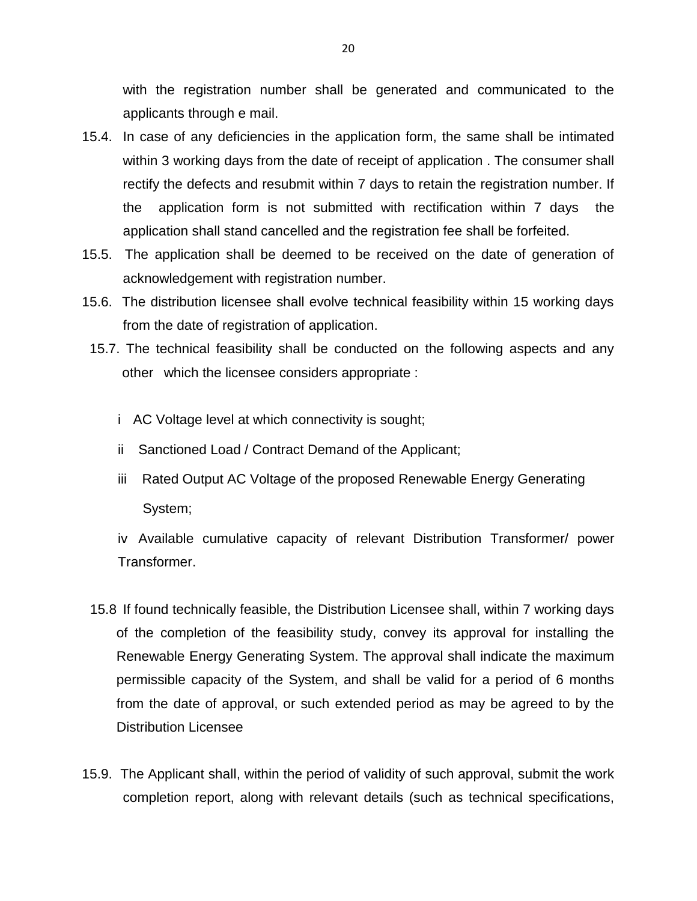with the registration number shall be generated and communicated to the applicants through e mail.

15.4. In case of any deficiencies in the application form, the same shall be intimated within 3 working days from the date of receipt of application . The consumer shall rectify the defects and resubmit within 7 days to retain the registration number. If the application form is not submitted with rectification within 7 days the application shall stand cancelled and the registration fee shall be forfeited.

15.5. The application shall be deemed to be received on the date of generation of acknowledgement with registration number.

15.6. The distribution licensee shall evolve technical feasibility within 15 working days from the date of registration of application.

15.7. The technical feasibility shall be conducted on the following aspects and any other which the licensee considers appropriate :

i AC Voltage level at which connectivity is sought;

ii Sanctioned Load / Contract Demand of the Applicant;

iii Rated Output AC Voltage of the proposed Renewable Energy Generating System;

iv Available cumulative capacity of relevant Distribution Transformer/ power Transformer.

15.8 If found technically feasible, the Distribution Licensee shall, within 7 working days of the completion of the feasibility study, convey its approval for installing the Renewable Energy Generating System. The approval shall indicate the maximum permissible capacity of the System, and shall be valid for a period of 6 months from the date of approval, or such extended period as may be agreed to by the Distribution Licensee

15.9. The Applicant shall, within the period of validity of such approval, submit the work completion report, along with relevant details (such as technical specifications,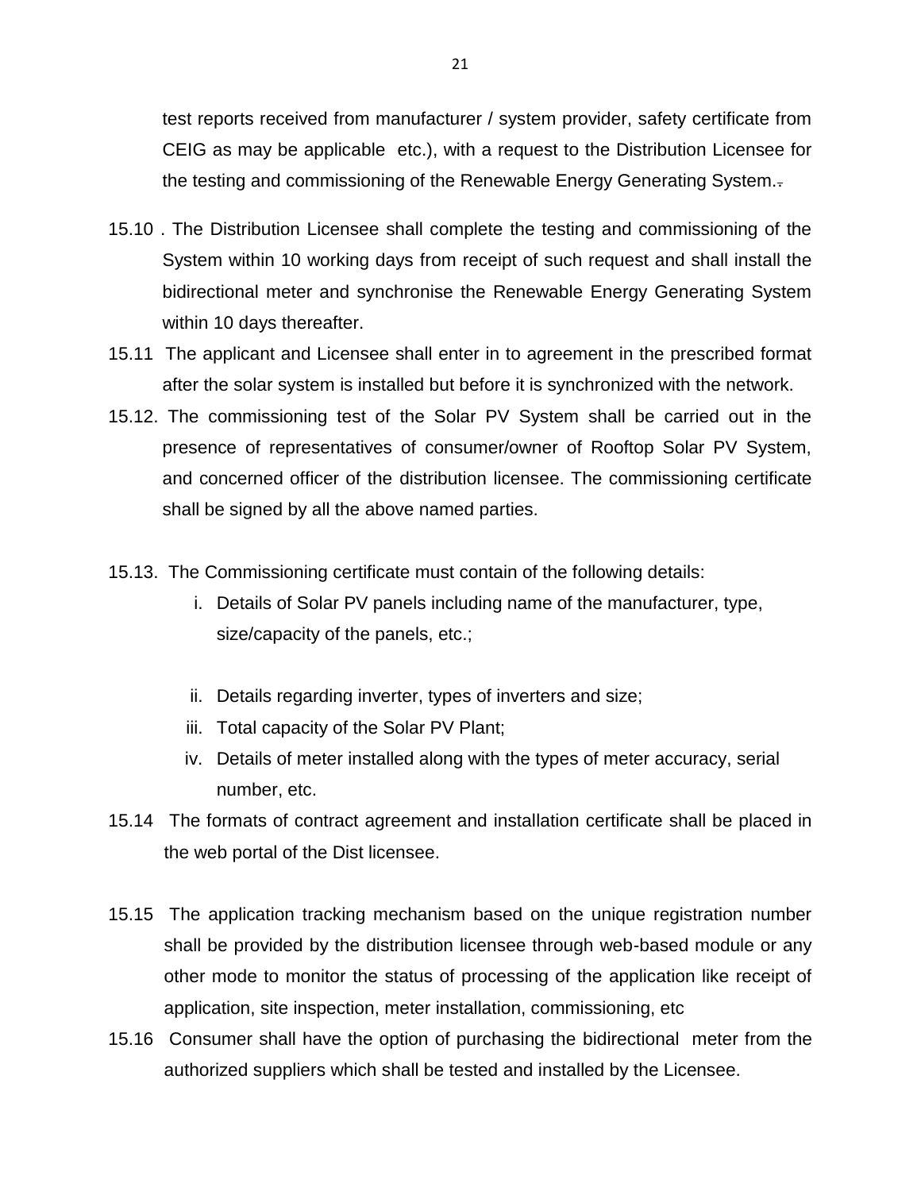test reports received from manufacturer / system provider, safety certificate from CEIG as may be applicable etc.), with a request to the Distribution Licensee for the testing and commissioning of the Renewable Energy Generating System..

15.10 . The Distribution Licensee shall complete the testing and commissioning of the System within 10 working days from receipt of such request and shall install the bidirectional meter and synchronise the Renewable Energy Generating System within 10 days thereafter.

15.11 The applicant and Licensee shall enter in to agreement in the prescribed format after the solar system is installed but before it is synchronized with the network.

15.12. The commissioning test of the Solar PV System shall be carried out in the presence of representatives of consumer/owner of Rooftop Solar PV System, and concerned officer of the distribution licensee. The commissioning certificate shall be signed by all the above named parties.

15.13. The Commissioning certificate must contain of the following details:

i. Details of Solar PV panels including name of the manufacturer, type, size/capacity of the panels, etc.;

ii. Details regarding inverter, types of inverters and size;

iii. Total capacity of the Solar PV Plant;

iv. Details of meter installed along with the types of meter accuracy, serial number, etc.

15.14 The formats of contract agreement and installation certificate shall be placed in the web portal of the Dist licensee.

15.15 The application tracking mechanism based on the unique registration number shall be provided by the distribution licensee through web-based module or any other mode to monitor the status of processing of the application like receipt of application, site inspection, meter installation, commissioning, etc

15.16 Consumer shall have the option of purchasing the bidirectional meter from the authorized suppliers which shall be tested and installed by the Licensee.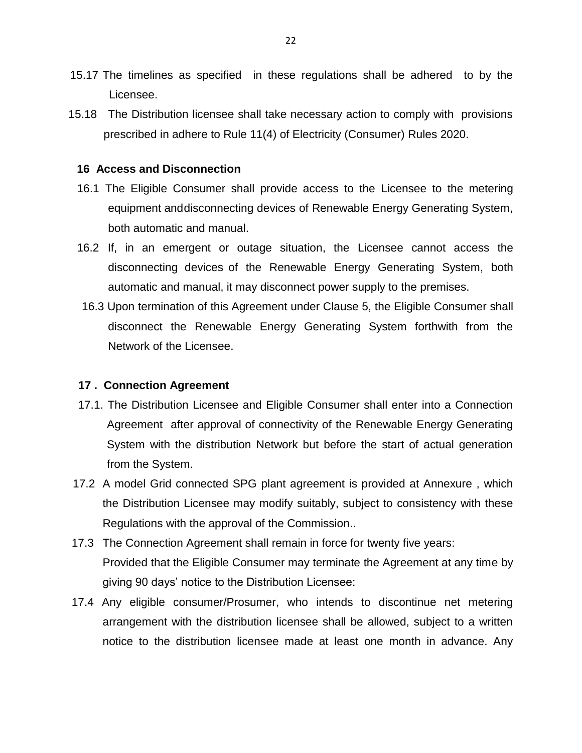15.17 The timelines as specified in these regulations shall be adhered to by the Licensee.

15.18 The Distribution licensee shall take necessary action to comply with provisions prescribed in adhere to Rule 11(4) of Electricity (Consumer) Rules 2020.

## 16 Access and Disconnection

16.1 The Eligible Consumer shall provide access to the Licensee to the metering equipment anddisconnecting devices of Renewable Energy Generating System, both automatic and manual.

16.2 If, in an emergent or outage situation, the Licensee cannot access the disconnecting devices of the Renewable Energy Generating System, both automatic and manual, it may disconnect power supply to the premises.

16.3 Upon termination of this Agreement under Clause 5, the Eligible Consumer shall disconnect the Renewable Energy Generating System forthwith from the Network of the Licensee.

## 17 . Connection Agreement

17.1. The Distribution Licensee and Eligible Consumer shall enter into a Connection Agreement after approval of connectivity of the Renewable Energy Generating System with the distribution Network but before the start of actual generation from the System.

17.2 A model Grid connected SPG plant agreement is provided at Annexure , which the Distribution Licensee may modify suitably, subject to consistency with these Regulations with the approval of the Commission..

17.3 The Connection Agreement shall remain in force for twenty five years:
Provided that the Eligible Consumer may terminate the Agreement at any time by giving 90 days' notice to the Distribution Licensee:

17.4 Any eligible consumer/Prosumer, who intends to discontinue net metering arrangement with the distribution licensee shall be allowed, subject to a written notice to the distribution licensee made at least one month in advance. Any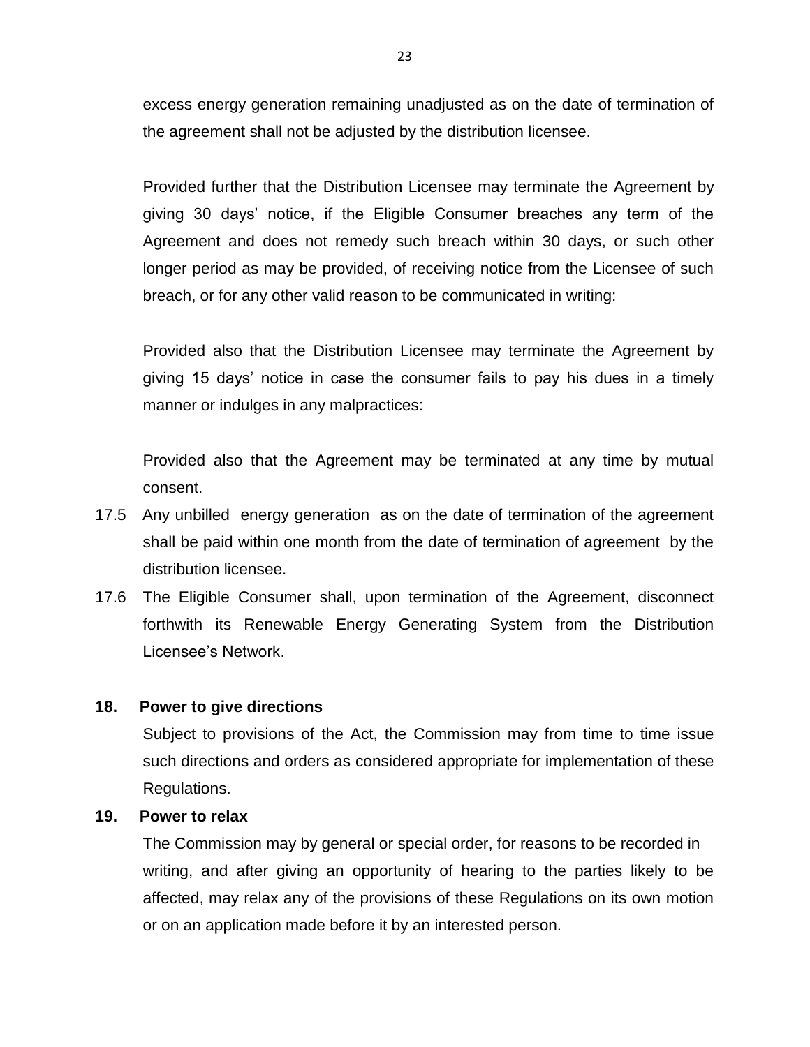excess energy generation remaining unadjusted as on the date of termination of the agreement shall not be adjusted by the distribution licensee.

Provided further that the Distribution Licensee may terminate the Agreement by giving 30 days' notice, if the Eligible Consumer breaches any term of the Agreement and does not remedy such breach within 30 days, or such other longer period as may be provided, of receiving notice from the Licensee of such breach, or for any other valid reason to be communicated in writing:

Provided also that the Distribution Licensee may terminate the Agreement by giving 15 days' notice in case the consumer fails to pay his dues in a timely manner or indulges in any malpractices:

Provided also that the Agreement may be terminated at any time by mutual consent.

17.5 Any unbilled energy generation as on the date of termination of the agreement shall be paid within one month from the date of termination of agreement by the distribution licensee.

17.6 The Eligible Consumer shall, upon termination of the Agreement, disconnect forthwith its Renewable Energy Generating System from the Distribution Licensee's Network.

**18. Power to give directions**

Subject to provisions of the Act, the Commission may from time to time issue such directions and orders as considered appropriate for implementation of these Regulations.

**19. Power to relax**

The Commission may by general or special order, for reasons to be recorded in writing, and after giving an opportunity of hearing to the parties likely to be affected, may relax any of the provisions of these Regulations on its own motion or on an application made before it by an interested person.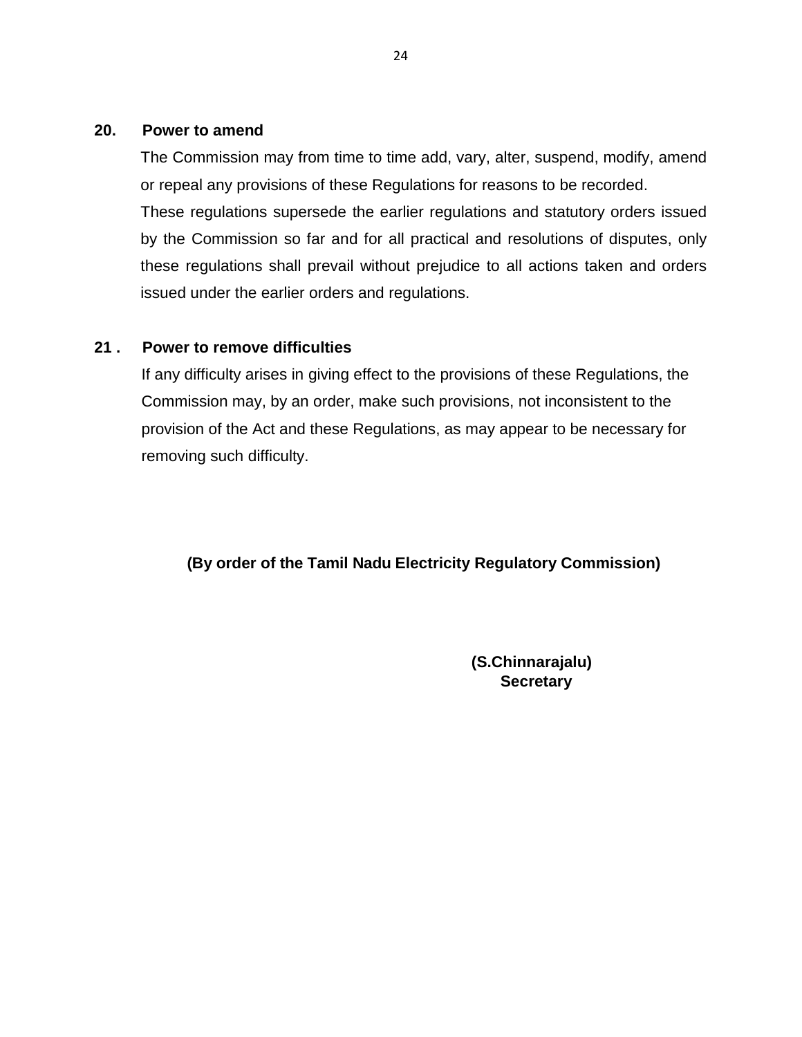**20. Power to amend**

The Commission may from time to time add, vary, alter, suspend, modify, amend or repeal any provisions of these Regulations for reasons to be recorded.

These regulations supersede the earlier regulations and statutory orders issued by the Commission so far and for all practical and resolutions of disputes, only these regulations shall prevail without prejudice to all actions taken and orders issued under the earlier orders and regulations.

**21 . Power to remove difficulties**

If any difficulty arises in giving effect to the provisions of these Regulations, the Commission may, by an order, make such provisions, not inconsistent to the provision of the Act and these Regulations, as may appear to be necessary for removing such difficulty.

**(By order of the Tamil Nadu Electricity Regulatory Commission)**

**(S.Chinnarajalu)**
**Secretary**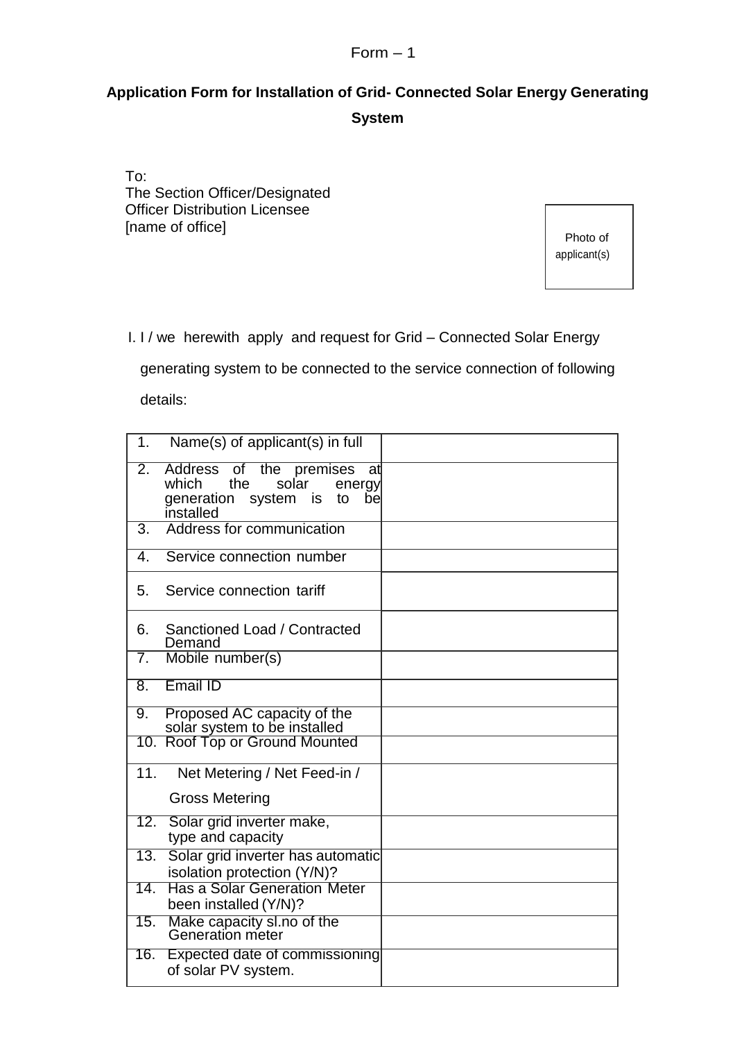Form – 1

## Application Form for Installation of Grid- Connected Solar Energy Generating System

To:
The Section Officer/Designated Officer Distribution Licensee
[name of office]

Photo of applicant(s)

I. I / we herewith apply and request for Grid – Connected Solar Energy generating system to be connected to the service connection of following details:

| | |
|---|---|
| 1. Name(s) of applicant(s) in full | |
| 2. Address of the premises at which the solar energy generation system is to be installed | |
| 3. Address for communication | |
| 4. Service connection number | |
| 5. Service connection tariff | |
| 6. Sanctioned Load / Contracted Demand | |
| 7. Mobile number(s) | |
| 8. Email ID | |
| 9. Proposed AC capacity of the solar system to be installed | |
| 10. Roof Top or Ground Mounted | |
| 11. Net Metering / Net Feed-in / Gross Metering | |
| 12. Solar grid inverter make, type and capacity | |
| 13. Solar grid inverter has automatic isolation protection (Y/N)? | |
| 14. Has a Solar Generation Meter been installed (Y/N)? | |
| 15. Make capacity sl.no of the Generation meter | |
| 16. Expected date of commissioning of solar PV system. | |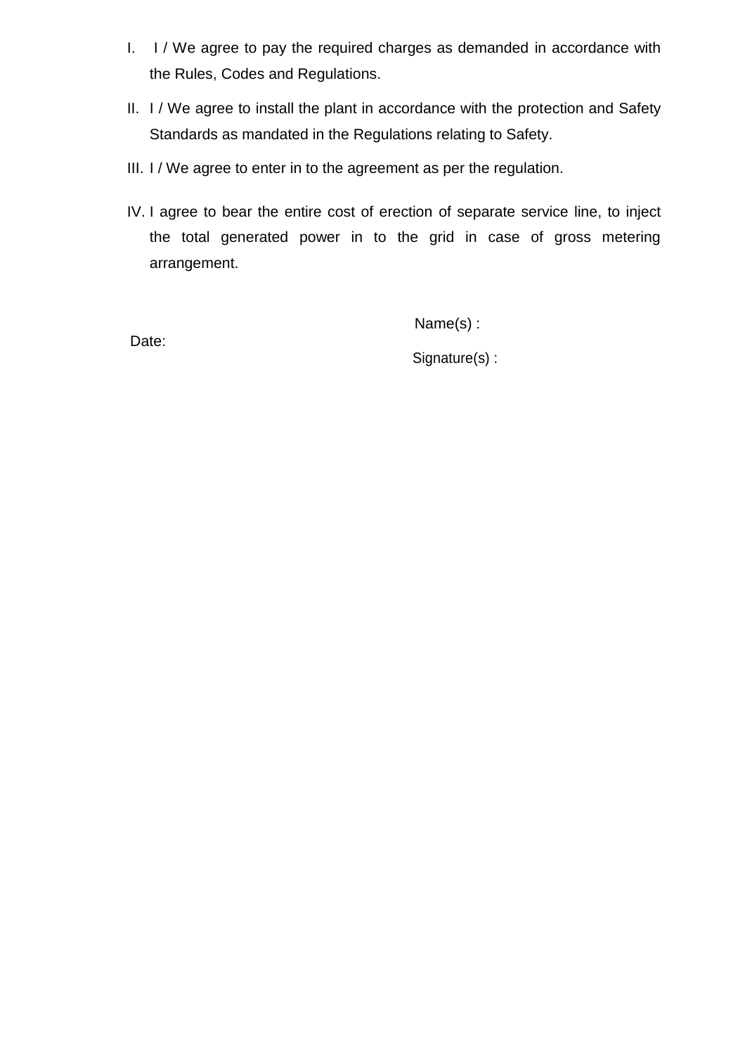I. I / We agree to pay the required charges as demanded in accordance with the Rules, Codes and Regulations.

II. I / We agree to install the plant in accordance with the protection and Safety Standards as mandated in the Regulations relating to Safety.

III. I / We agree to enter in to the agreement as per the regulation.

IV. I agree to bear the entire cost of erection of separate service line, to inject the total generated power in to the grid in case of gross metering arrangement.

Date:

Name(s) :

Signature(s) :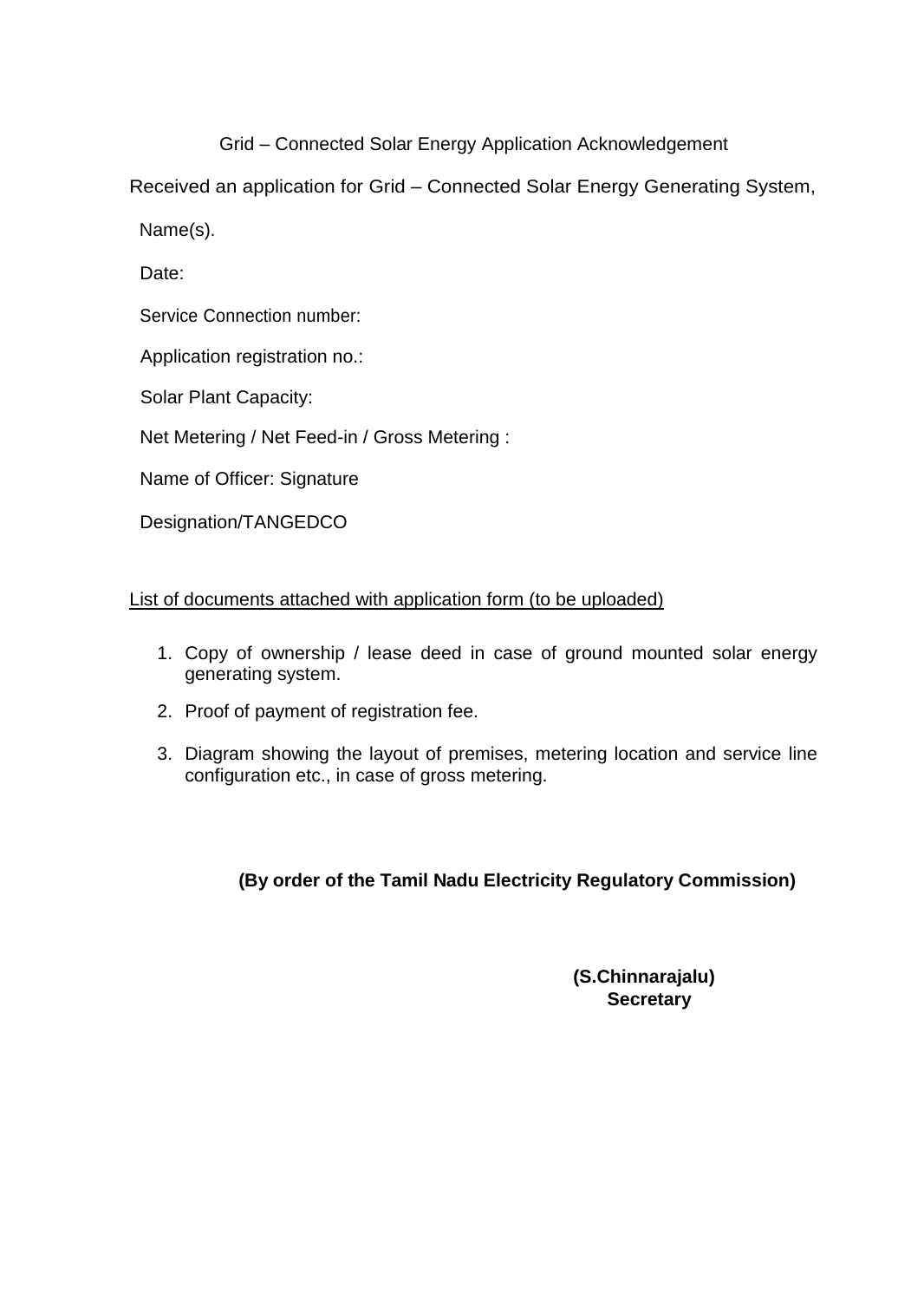Grid – Connected Solar Energy Application Acknowledgement

Received an application for Grid – Connected Solar Energy Generating System,

Name(s).

Date:

Service Connection number:

Application registration no.:

Solar Plant Capacity:

Net Metering / Net Feed-in / Gross Metering :

Name of Officer: Signature

Designation/TANGEDCO

<u>List of documents attached with application form (to be uploaded)</u>

1. Copy of ownership / lease deed in case of ground mounted solar energy generating system.
2. Proof of payment of registration fee.
3. Diagram showing the layout of premises, metering location and service line configuration etc., in case of gross metering.

**(By order of the Tamil Nadu Electricity Regulatory Commission)**

**(S.Chinnarajalu)**
**Secretary**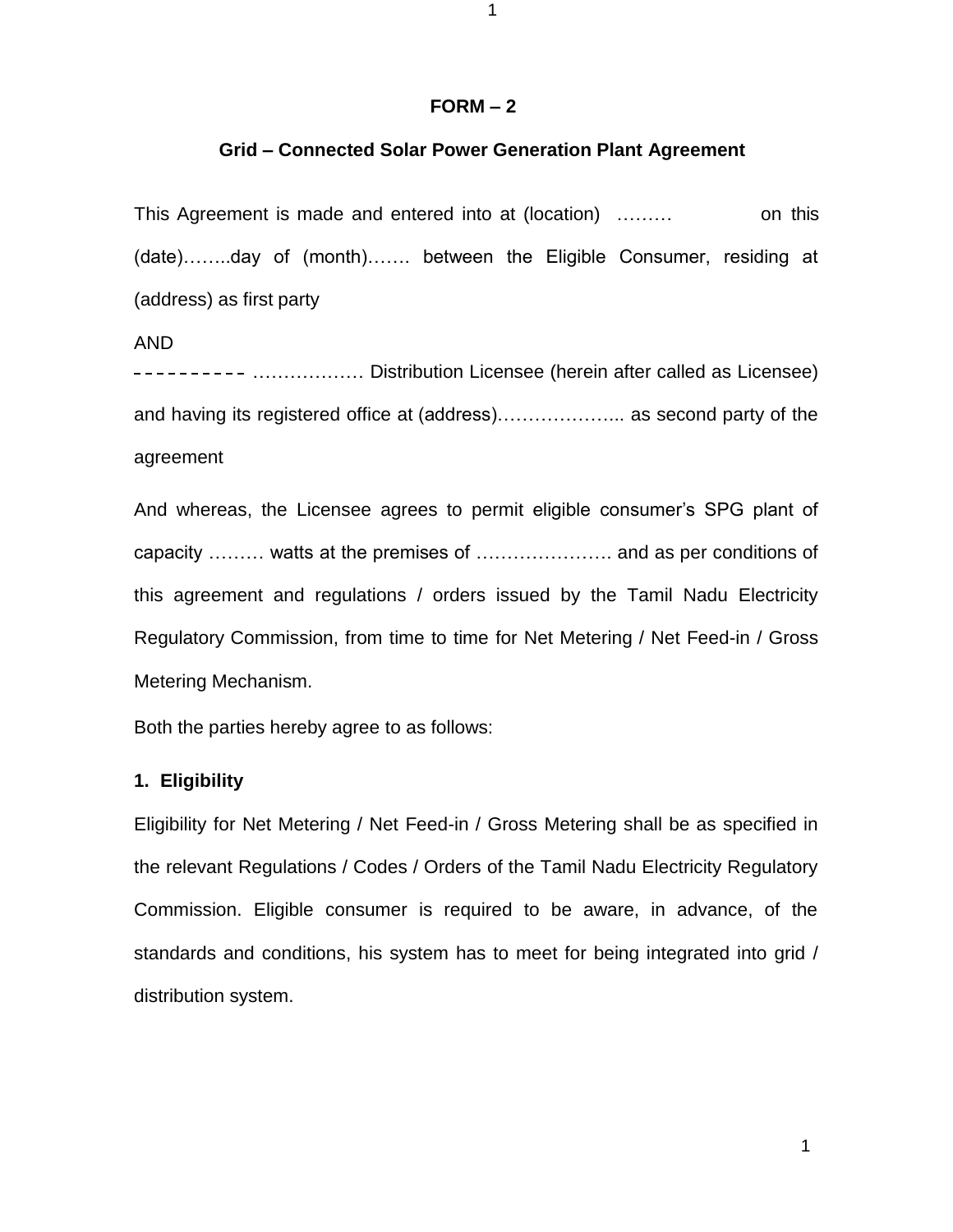**FORM – 2**

**Grid – Connected Solar Power Generation Plant Agreement**

This Agreement is made and entered into at (location) ……… on this (date)……..day of (month)……. between the Eligible Consumer, residing at (address) as first party

AND

---------- ……………… Distribution Licensee (herein after called as Licensee) and having its registered office at (address)……………….. as second party of the agreement

And whereas, the Licensee agrees to permit eligible consumer's SPG plant of capacity ……… watts at the premises of …………………. and as per conditions of this agreement and regulations / orders issued by the Tamil Nadu Electricity Regulatory Commission, from time to time for Net Metering / Net Feed-in / Gross Metering Mechanism.

Both the parties hereby agree to as follows:

**1. Eligibility**

Eligibility for Net Metering / Net Feed-in / Gross Metering shall be as specified in the relevant Regulations / Codes / Orders of the Tamil Nadu Electricity Regulatory Commission. Eligible consumer is required to be aware, in advance, of the standards and conditions, his system has to meet for being integrated into grid / distribution system.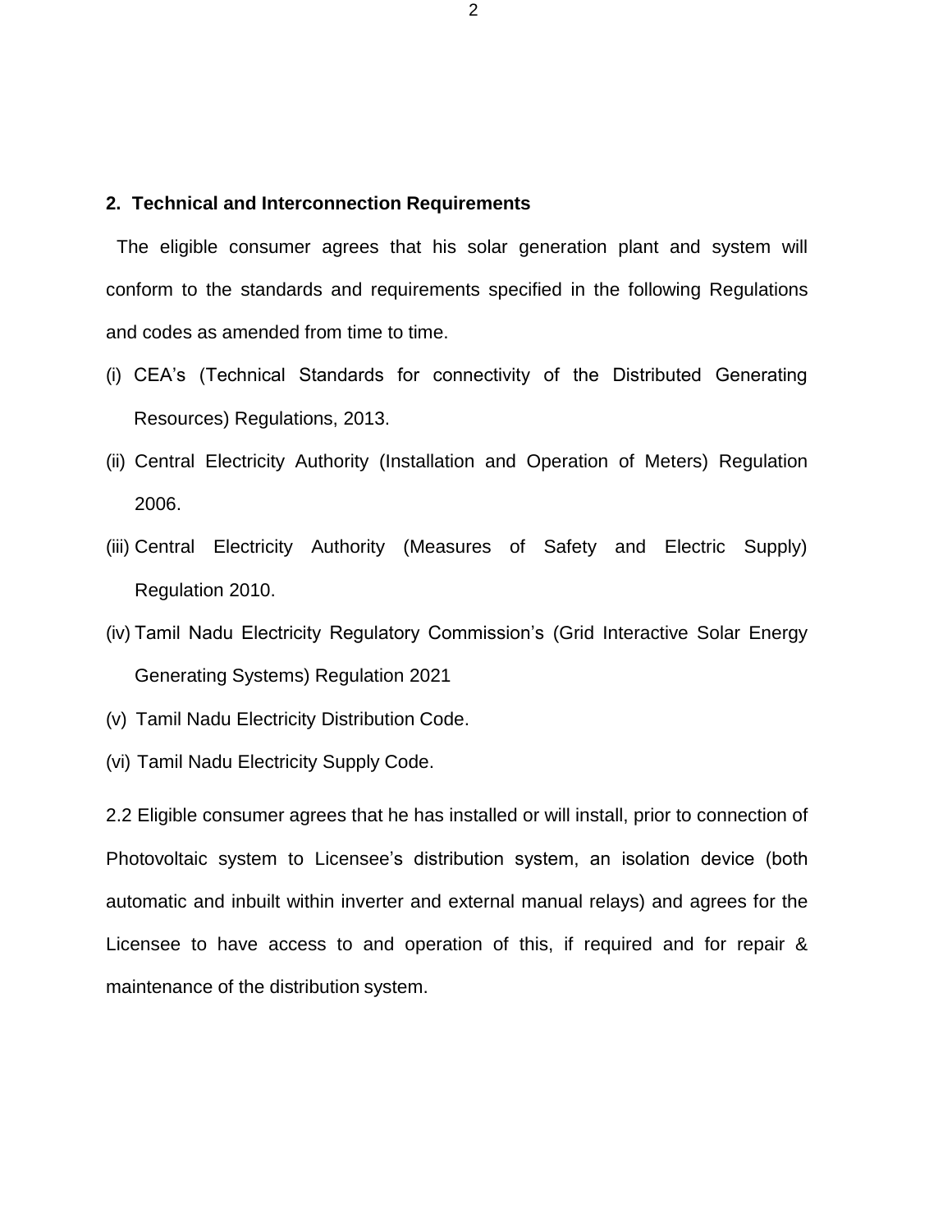## 2. Technical and Interconnection Requirements

The eligible consumer agrees that his solar generation plant and system will conform to the standards and requirements specified in the following Regulations and codes as amended from time to time.

(i) CEA's (Technical Standards for connectivity of the Distributed Generating Resources) Regulations, 2013.

(ii) Central Electricity Authority (Installation and Operation of Meters) Regulation 2006.

(iii) Central Electricity Authority (Measures of Safety and Electric Supply) Regulation 2010.

(iv) Tamil Nadu Electricity Regulatory Commission's (Grid Interactive Solar Energy Generating Systems) Regulation 2021

(v) Tamil Nadu Electricity Distribution Code.

(vi) Tamil Nadu Electricity Supply Code.

2.2 Eligible consumer agrees that he has installed or will install, prior to connection of Photovoltaic system to Licensee's distribution system, an isolation device (both automatic and inbuilt within inverter and external manual relays) and agrees for the Licensee to have access to and operation of this, if required and for repair & maintenance of the distribution system.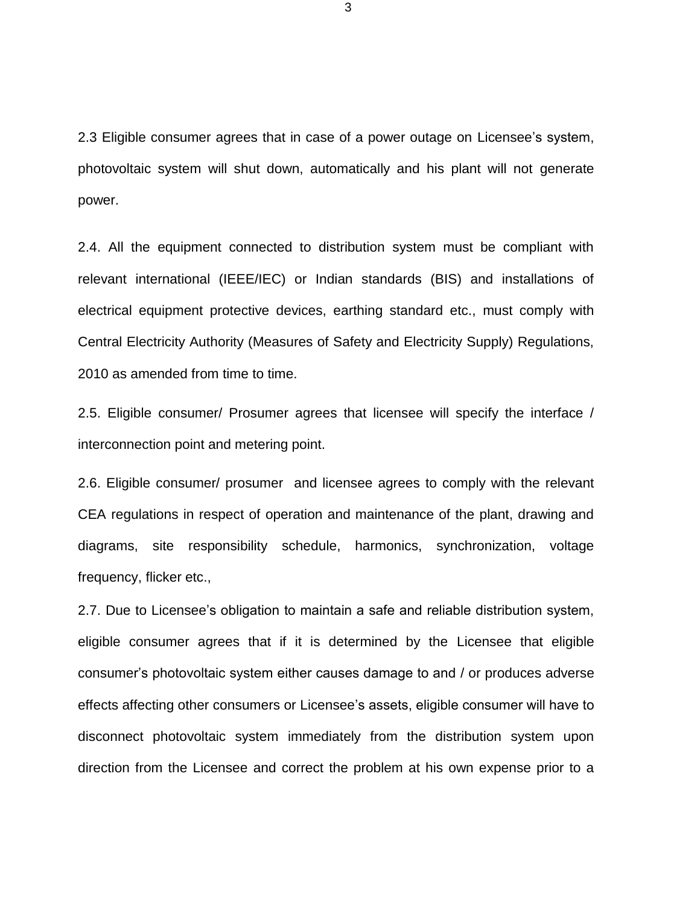2.3 Eligible consumer agrees that in case of a power outage on Licensee's system, photovoltaic system will shut down, automatically and his plant will not generate power.

2.4. All the equipment connected to distribution system must be compliant with relevant international (IEEE/IEC) or Indian standards (BIS) and installations of electrical equipment protective devices, earthing standard etc., must comply with Central Electricity Authority (Measures of Safety and Electricity Supply) Regulations, 2010 as amended from time to time.

2.5. Eligible consumer/ Prosumer agrees that licensee will specify the interface / interconnection point and metering point.

2.6. Eligible consumer/ prosumer and licensee agrees to comply with the relevant CEA regulations in respect of operation and maintenance of the plant, drawing and diagrams, site responsibility schedule, harmonics, synchronization, voltage frequency, flicker etc.,

2.7. Due to Licensee's obligation to maintain a safe and reliable distribution system, eligible consumer agrees that if it is determined by the Licensee that eligible consumer's photovoltaic system either causes damage to and / or produces adverse effects affecting other consumers or Licensee's assets, eligible consumer will have to disconnect photovoltaic system immediately from the distribution system upon direction from the Licensee and correct the problem at his own expense prior to a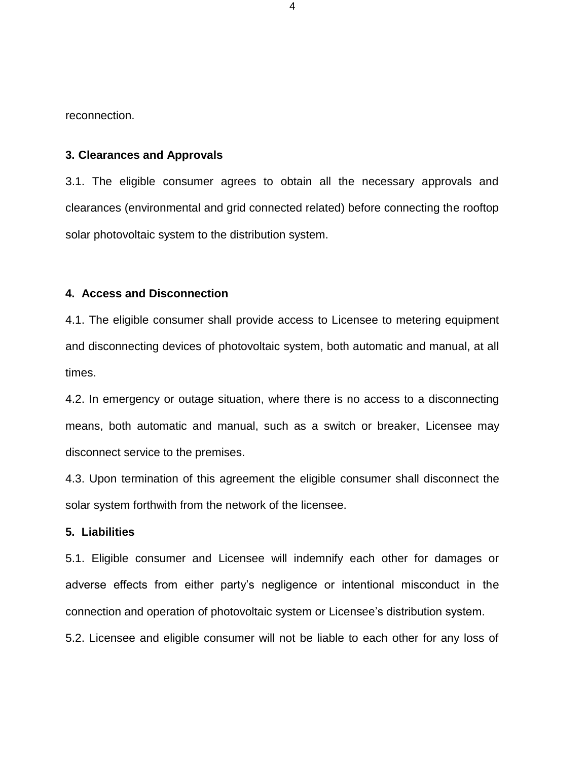reconnection.

**3. Clearances and Approvals**

3.1. The eligible consumer agrees to obtain all the necessary approvals and clearances (environmental and grid connected related) before connecting the rooftop solar photovoltaic system to the distribution system.

**4. Access and Disconnection**

4.1. The eligible consumer shall provide access to Licensee to metering equipment and disconnecting devices of photovoltaic system, both automatic and manual, at all times.

4.2. In emergency or outage situation, where there is no access to a disconnecting means, both automatic and manual, such as a switch or breaker, Licensee may disconnect service to the premises.

4.3. Upon termination of this agreement the eligible consumer shall disconnect the solar system forthwith from the network of the licensee.

**5. Liabilities**

5.1. Eligible consumer and Licensee will indemnify each other for damages or adverse effects from either party's negligence or intentional misconduct in the connection and operation of photovoltaic system or Licensee's distribution system.

5.2. Licensee and eligible consumer will not be liable to each other for any loss of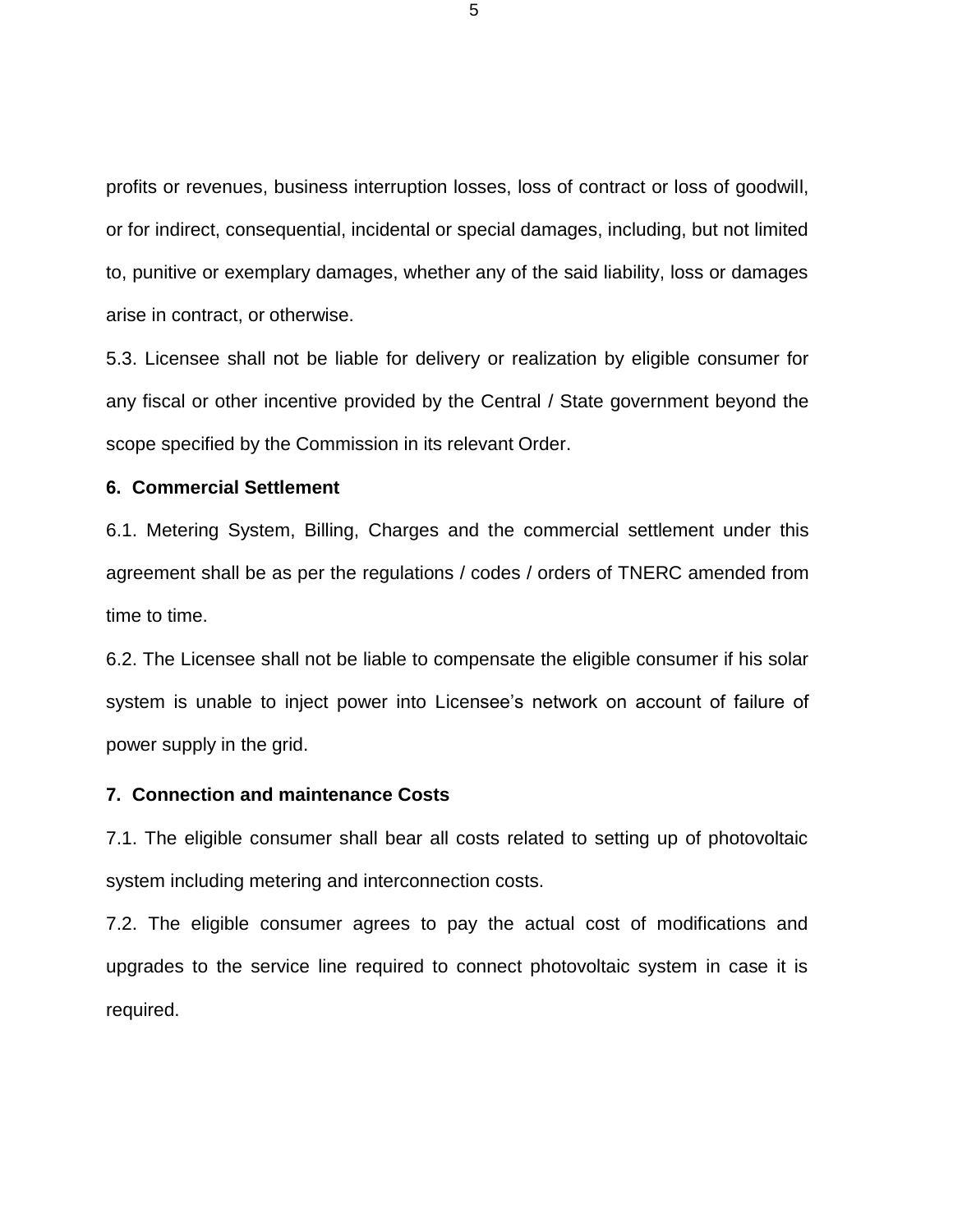profits or revenues, business interruption losses, loss of contract or loss of goodwill, or for indirect, consequential, incidental or special damages, including, but not limited to, punitive or exemplary damages, whether any of the said liability, loss or damages arise in contract, or otherwise.

5.3. Licensee shall not be liable for delivery or realization by eligible consumer for any fiscal or other incentive provided by the Central / State government beyond the scope specified by the Commission in its relevant Order.

**6. Commercial Settlement**

6.1. Metering System, Billing, Charges and the commercial settlement under this agreement shall be as per the regulations / codes / orders of TNERC amended from time to time.

6.2. The Licensee shall not be liable to compensate the eligible consumer if his solar system is unable to inject power into Licensee's network on account of failure of power supply in the grid.

**7. Connection and maintenance Costs**

7.1. The eligible consumer shall bear all costs related to setting up of photovoltaic system including metering and interconnection costs.

7.2. The eligible consumer agrees to pay the actual cost of modifications and upgrades to the service line required to connect photovoltaic system in case it is required.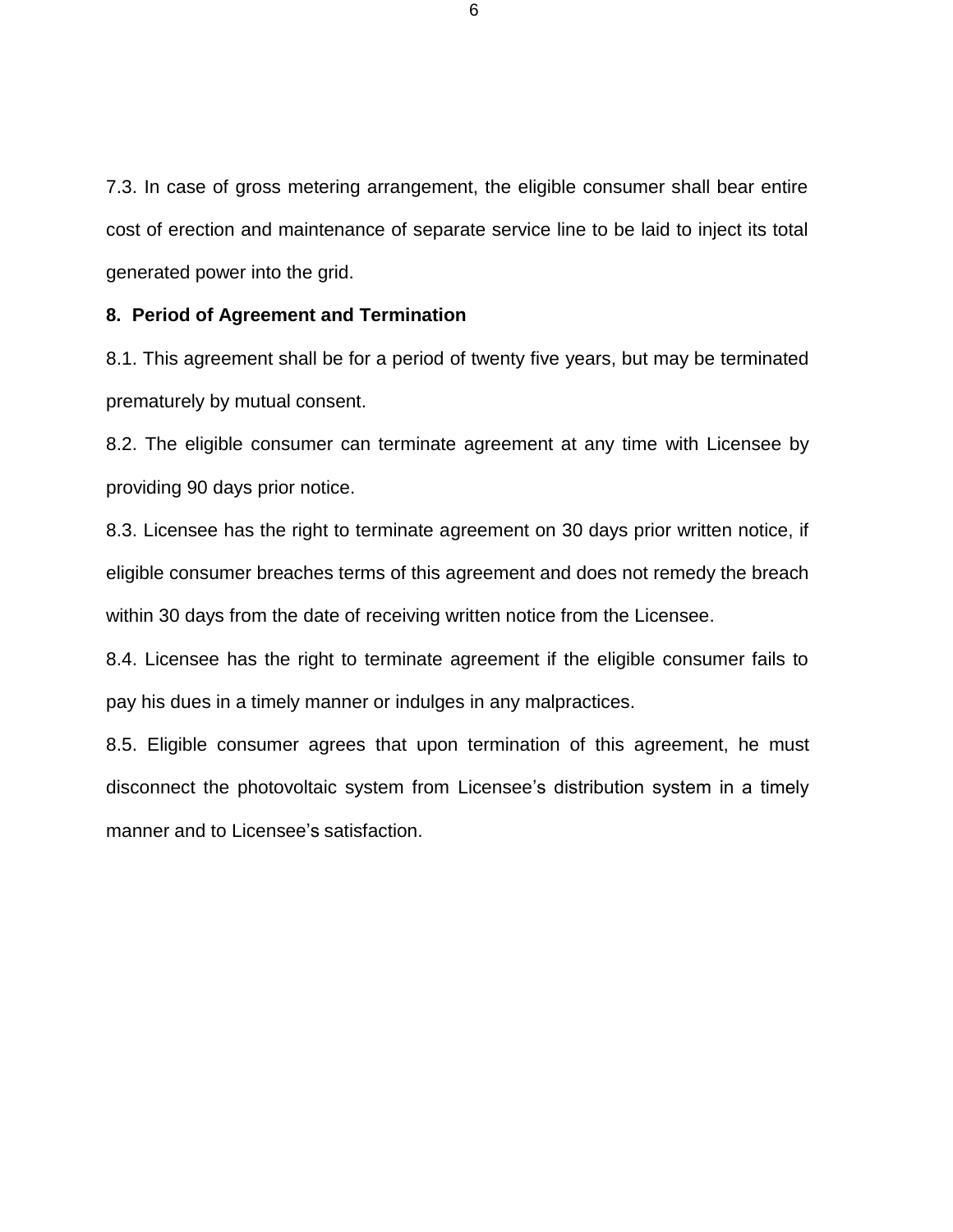7.3. In case of gross metering arrangement, the eligible consumer shall bear entire cost of erection and maintenance of separate service line to be laid to inject its total generated power into the grid.

**8. Period of Agreement and Termination**

8.1. This agreement shall be for a period of twenty five years, but may be terminated prematurely by mutual consent.

8.2. The eligible consumer can terminate agreement at any time with Licensee by providing 90 days prior notice.

8.3. Licensee has the right to terminate agreement on 30 days prior written notice, if eligible consumer breaches terms of this agreement and does not remedy the breach within 30 days from the date of receiving written notice from the Licensee.

8.4. Licensee has the right to terminate agreement if the eligible consumer fails to pay his dues in a timely manner or indulges in any malpractices.

8.5. Eligible consumer agrees that upon termination of this agreement, he must disconnect the photovoltaic system from Licensee's distribution system in a timely manner and to Licensee's satisfaction.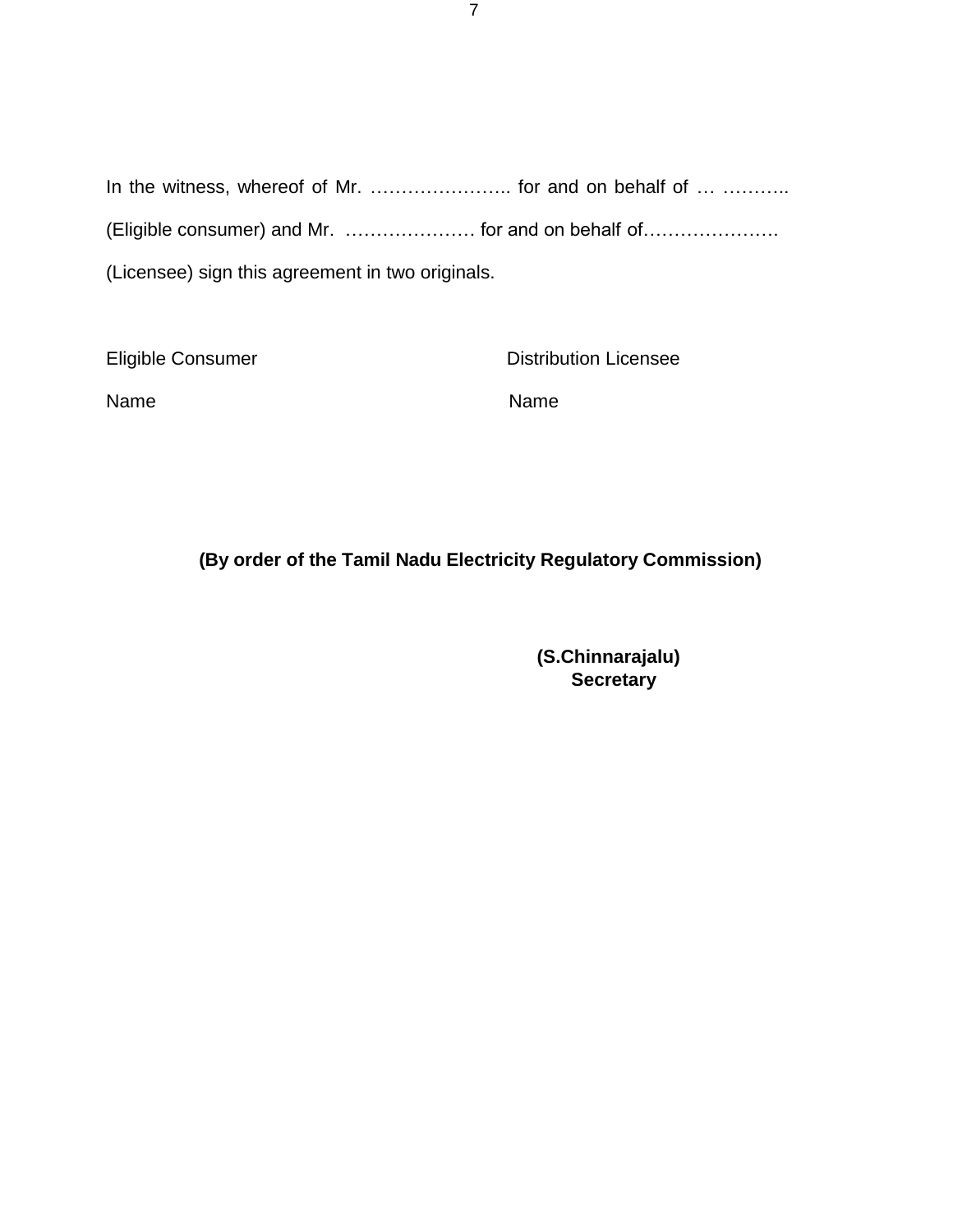In the witness, whereof of Mr. ………………….. for and on behalf of … ………..

(Eligible consumer) and Mr. ………………… for and on behalf of………………….

(Licensee) sign this agreement in two originals.

| Eligible Consumer | Distribution Licensee |
|---|---|
| Name | Name |

**(By order of the Tamil Nadu Electricity Regulatory Commission)**

**(S.Chinnarajalu)**
**Secretary**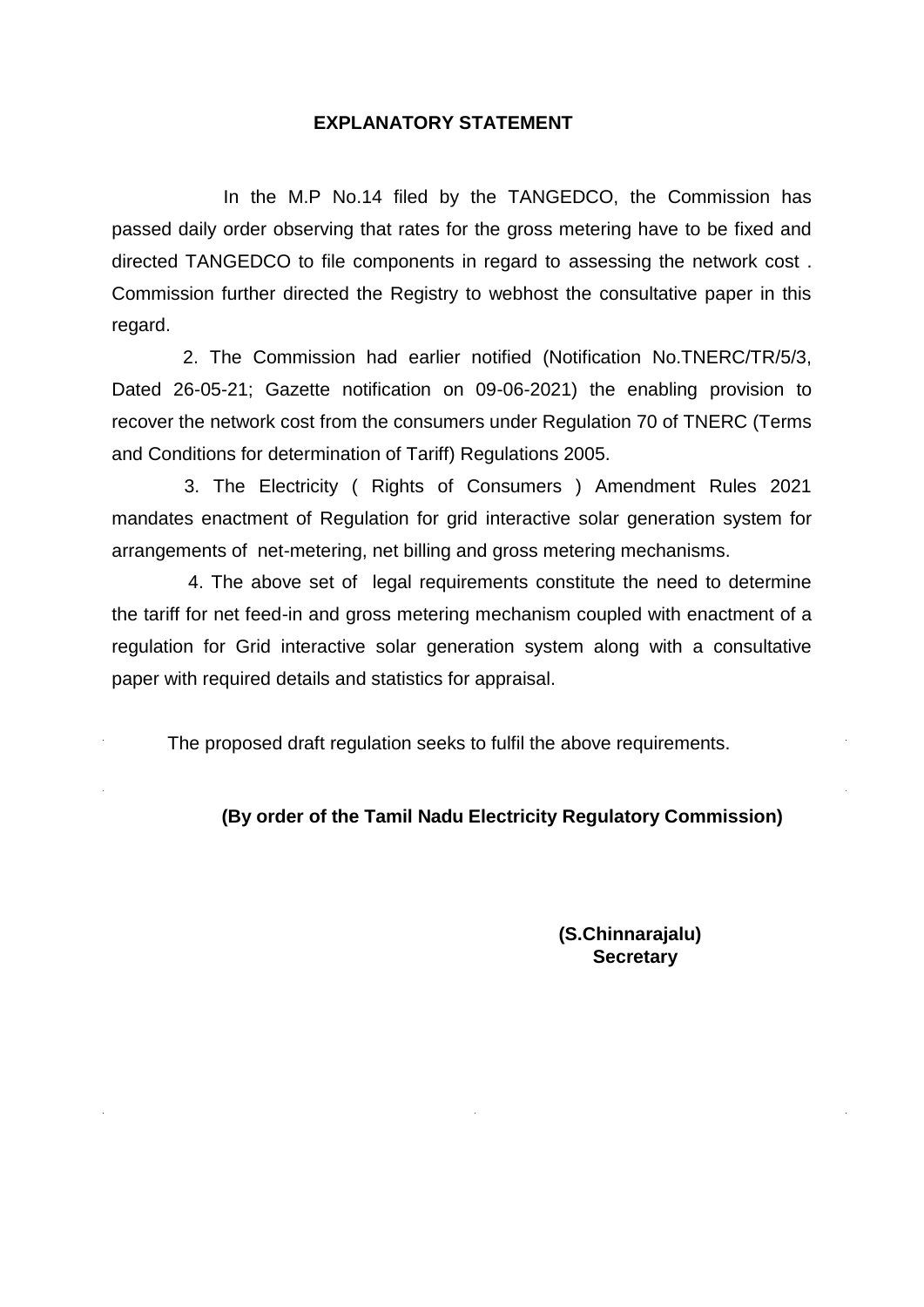## EXPLANATORY STATEMENT

In the M.P No.14 filed by the TANGEDCO, the Commission has passed daily order observing that rates for the gross metering have to be fixed and directed TANGEDCO to file components in regard to assessing the network cost . Commission further directed the Registry to webhost the consultative paper in this regard.

2. The Commission had earlier notified (Notification No.TNERC/TR/5/3, Dated 26-05-21; Gazette notification on 09-06-2021) the enabling provision to recover the network cost from the consumers under Regulation 70 of TNERC (Terms and Conditions for determination of Tariff) Regulations 2005.

3. The Electricity ( Rights of Consumers ) Amendment Rules 2021 mandates enactment of Regulation for grid interactive solar generation system for arrangements of net-metering, net billing and gross metering mechanisms.

4. The above set of legal requirements constitute the need to determine the tariff for net feed-in and gross metering mechanism coupled with enactment of a regulation for Grid interactive solar generation system along with a consultative paper with required details and statistics for appraisal.

The proposed draft regulation seeks to fulfil the above requirements.

**(By order of the Tamil Nadu Electricity Regulatory Commission)**

**(S.Chinnarajalu)**
**Secretary**